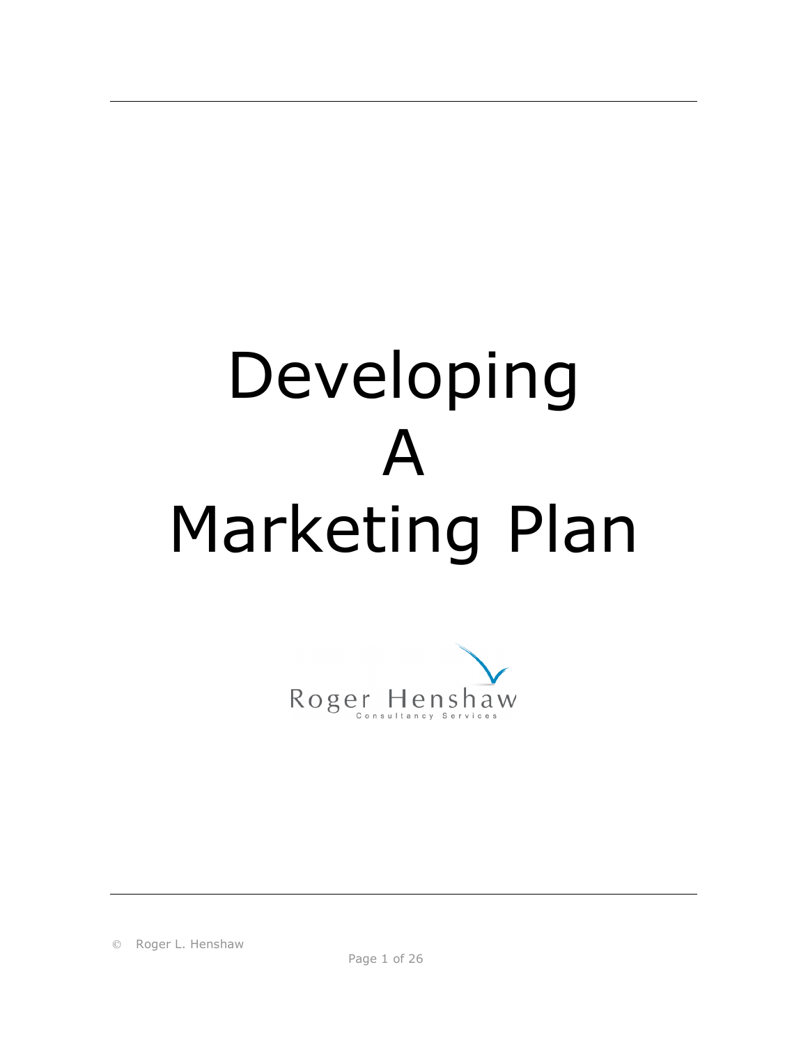# Developing A Marketing Plan

Roger Henshaw
Consultancy Services

© Roger L. Henshaw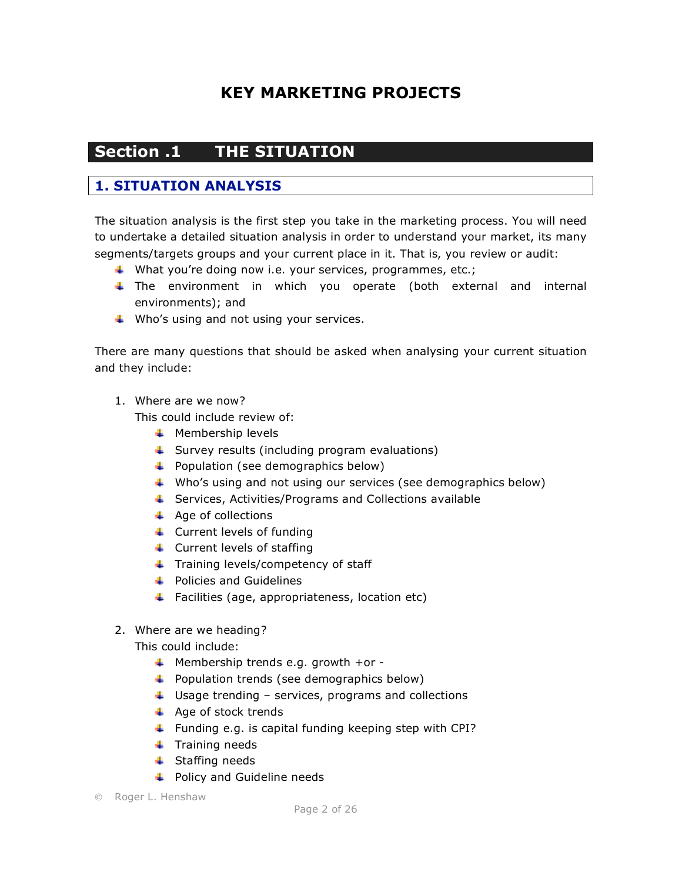# KEY MARKETING PROJECTS

## Section .1 THE SITUATION

### 1. SITUATION ANALYSIS

The situation analysis is the first step you take in the marketing process. You will need to undertake a detailed situation analysis in order to understand your market, its many segments/targets groups and your current place in it. That is, you review or audit:

- What you're doing now i.e. your services, programmes, etc.;
- The environment in which you operate (both external and internal environments); and
- Who's using and not using your services.

There are many questions that should be asked when analysing your current situation and they include:

1. Where are we now?
   This could include review of:
   - Membership levels
   - Survey results (including program evaluations)
   - Population (see demographics below)
   - Who's using and not using our services (see demographics below)
   - Services, Activities/Programs and Collections available
   - Age of collections
   - Current levels of funding
   - Current levels of staffing
   - Training levels/competency of staff
   - Policies and Guidelines
   - Facilities (age, appropriateness, location etc)

2. Where are we heading?
   This could include:
   - Membership trends e.g. growth +or -
   - Population trends (see demographics below)
   - Usage trending – services, programs and collections
   - Age of stock trends
   - Funding e.g. is capital funding keeping step with CPI?
   - Training needs
   - Staffing needs
   - Policy and Guideline needs

© Roger L. Henshaw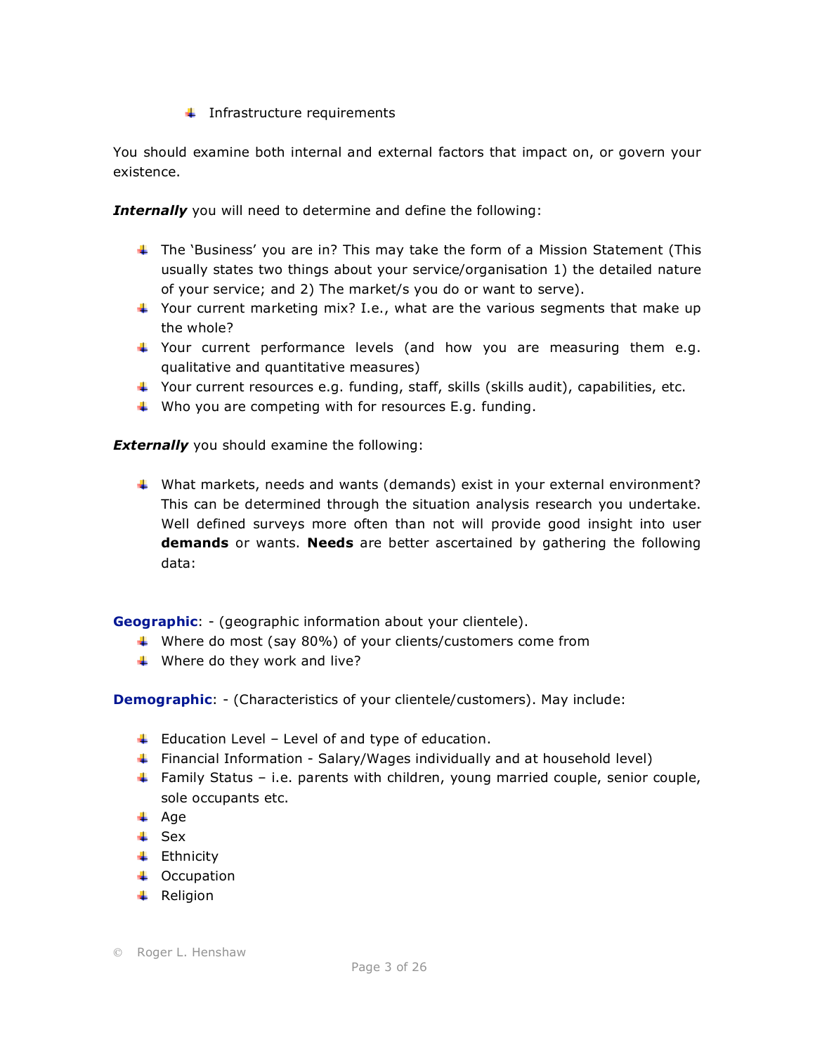- Infrastructure requirements

You should examine both internal and external factors that impact on, or govern your existence.

***Internally*** you will need to determine and define the following:

- The 'Business' you are in? This may take the form of a Mission Statement (This usually states two things about your service/organisation 1) the detailed nature of your service; and 2) The market/s you do or want to serve).
- Your current marketing mix? I.e., what are the various segments that make up the whole?
- Your current performance levels (and how you are measuring them e.g. qualitative and quantitative measures)
- Your current resources e.g. funding, staff, skills (skills audit), capabilities, etc.
- Who you are competing with for resources E.g. funding.

***Externally*** you should examine the following:

- What markets, needs and wants (demands) exist in your external environment? This can be determined through the situation analysis research you undertake. Well defined surveys more often than not will provide good insight into user **demands** or wants. **Needs** are better ascertained by gathering the following data:

**Geographic**: - (geographic information about your clientele).

- Where do most (say 80%) of your clients/customers come from
- Where do they work and live?

**Demographic**: - (Characteristics of your clientele/customers). May include:

- Education Level – Level of and type of education.
- Financial Information - Salary/Wages individually and at household level)
- Family Status – i.e. parents with children, young married couple, senior couple, sole occupants etc.
- Age
- Sex
- Ethnicity
- Occupation
- Religion

© Roger L. Henshaw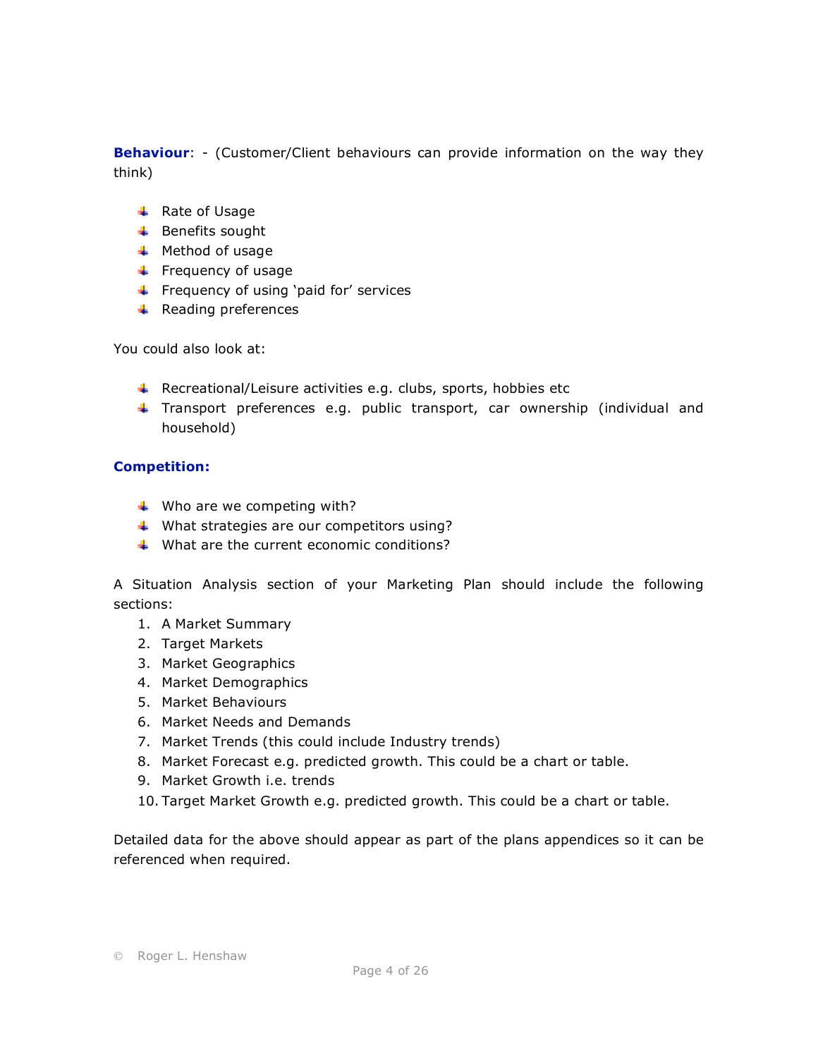**Behaviour**: - (Customer/Client behaviours can provide information on the way they think)

- Rate of Usage
- Benefits sought
- Method of usage
- Frequency of usage
- Frequency of using 'paid for' services
- Reading preferences

You could also look at:

- Recreational/Leisure activities e.g. clubs, sports, hobbies etc
- Transport preferences e.g. public transport, car ownership (individual and household)

**Competition:**

- Who are we competing with?
- What strategies are our competitors using?
- What are the current economic conditions?

A Situation Analysis section of your Marketing Plan should include the following sections:

1. A Market Summary
2. Target Markets
3. Market Geographics
4. Market Demographics
5. Market Behaviours
6. Market Needs and Demands
7. Market Trends (this could include Industry trends)
8. Market Forecast e.g. predicted growth. This could be a chart or table.
9. Market Growth i.e. trends
10. Target Market Growth e.g. predicted growth. This could be a chart or table.

Detailed data for the above should appear as part of the plans appendices so it can be referenced when required.

© Roger L. Henshaw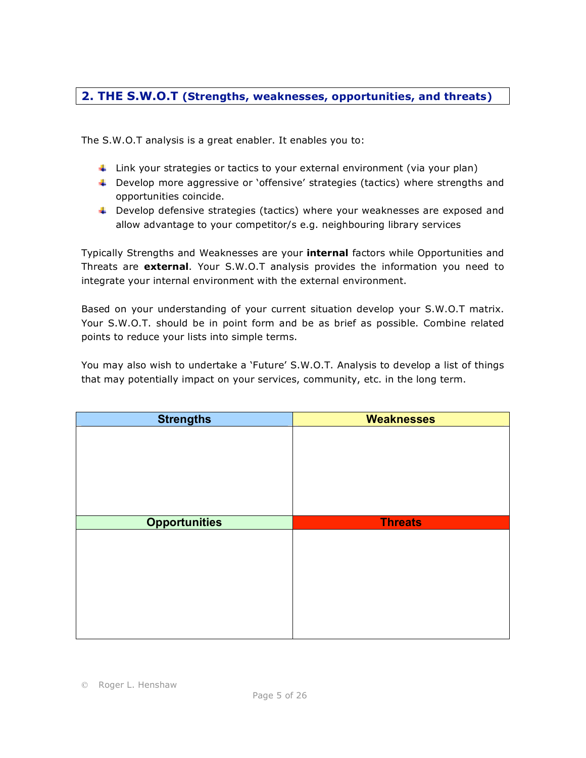## 2. THE S.W.O.T (Strengths, weaknesses, opportunities, and threats)

The S.W.O.T analysis is a great enabler. It enables you to:

- Link your strategies or tactics to your external environment (via your plan)
- Develop more aggressive or 'offensive' strategies (tactics) where strengths and opportunities coincide.
- Develop defensive strategies (tactics) where your weaknesses are exposed and allow advantage to your competitor/s e.g. neighbouring library services

Typically Strengths and Weaknesses are your **internal** factors while Opportunities and Threats are **external**. Your S.W.O.T analysis provides the information you need to integrate your internal environment with the external environment.

Based on your understanding of your current situation develop your S.W.O.T matrix. Your S.W.O.T. should be in point form and be as brief as possible. Combine related points to reduce your lists into simple terms.

You may also wish to undertake a 'Future' S.W.O.T. Analysis to develop a list of things that may potentially impact on your services, community, etc. in the long term.

| Strengths | Weaknesses |
| --- | --- |
| | |
| **Opportunities** | **Threats** |
| | |

© Roger L. Henshaw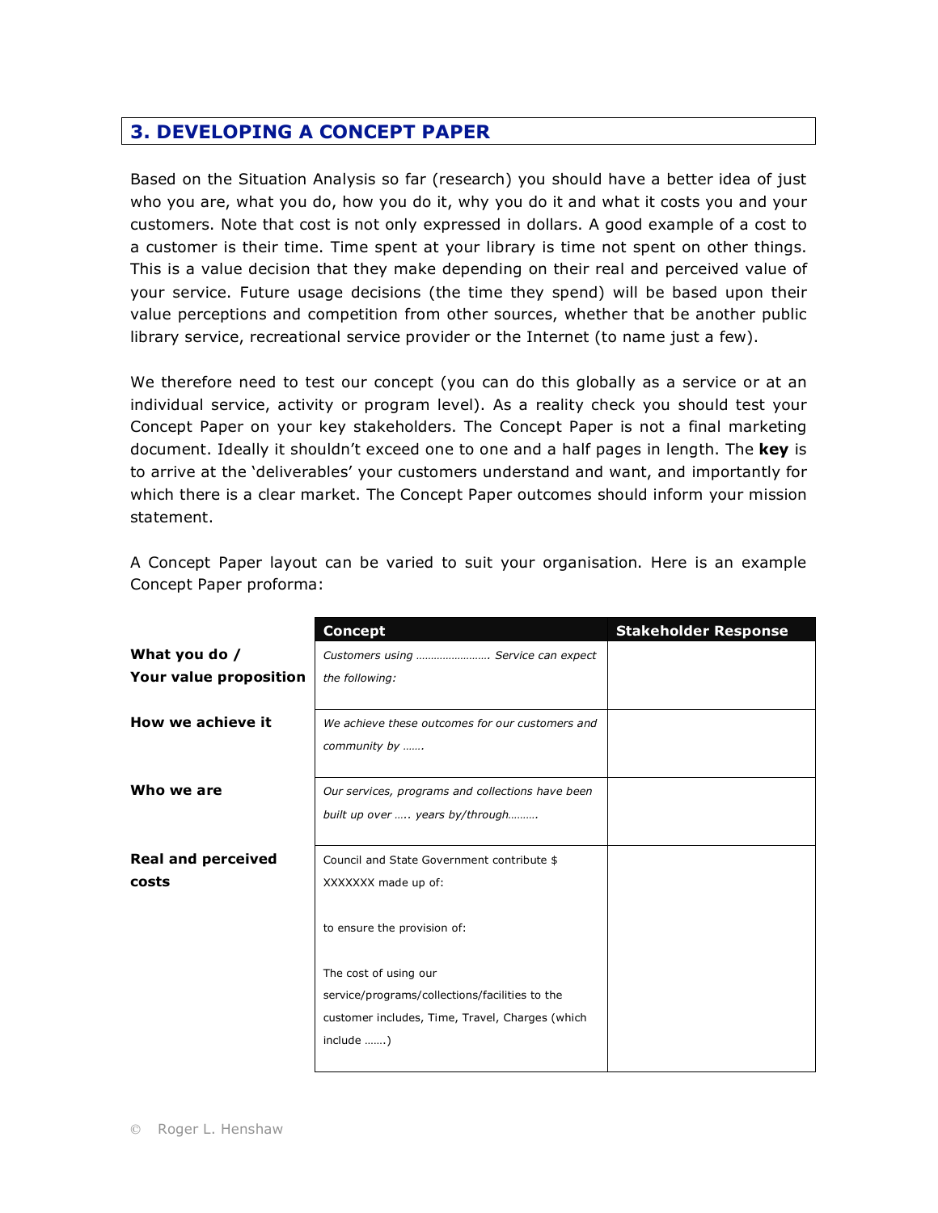## 3. DEVELOPING A CONCEPT PAPER

Based on the Situation Analysis so far (research) you should have a better idea of just who you are, what you do, how you do it, why you do it and what it costs you and your customers. Note that cost is not only expressed in dollars. A good example of a cost to a customer is their time. Time spent at your library is time not spent on other things. This is a value decision that they make depending on their real and perceived value of your service. Future usage decisions (the time they spend) will be based upon their value perceptions and competition from other sources, whether that be another public library service, recreational service provider or the Internet (to name just a few).

We therefore need to test our concept (you can do this globally as a service or at an individual service, activity or program level). As a reality check you should test your Concept Paper on your key stakeholders. The Concept Paper is not a final marketing document. Ideally it shouldn't exceed one to one and a half pages in length. The **key** is to arrive at the 'deliverables' your customers understand and want, and importantly for which there is a clear market. The Concept Paper outcomes should inform your mission statement.

A Concept Paper layout can be varied to suit your organisation. Here is an example Concept Paper proforma:

| | Concept | Stakeholder Response |
|---|---|---|
| **What you do / Your value proposition** | *Customers using ……………………. Service can expect the following:* | |
| **How we achieve it** | *We achieve these outcomes for our customers and community by …….* | |
| **Who we are** | *Our services, programs and collections have been built up over ….. years by/through……….* | |
| **Real and perceived costs** | Council and State Government contribute $ XXXXXXX made up of:<br><br>to ensure the provision of:<br><br>The cost of using our service/programs/collections/facilities to the customer includes, Time, Travel, Charges (which include …….) | |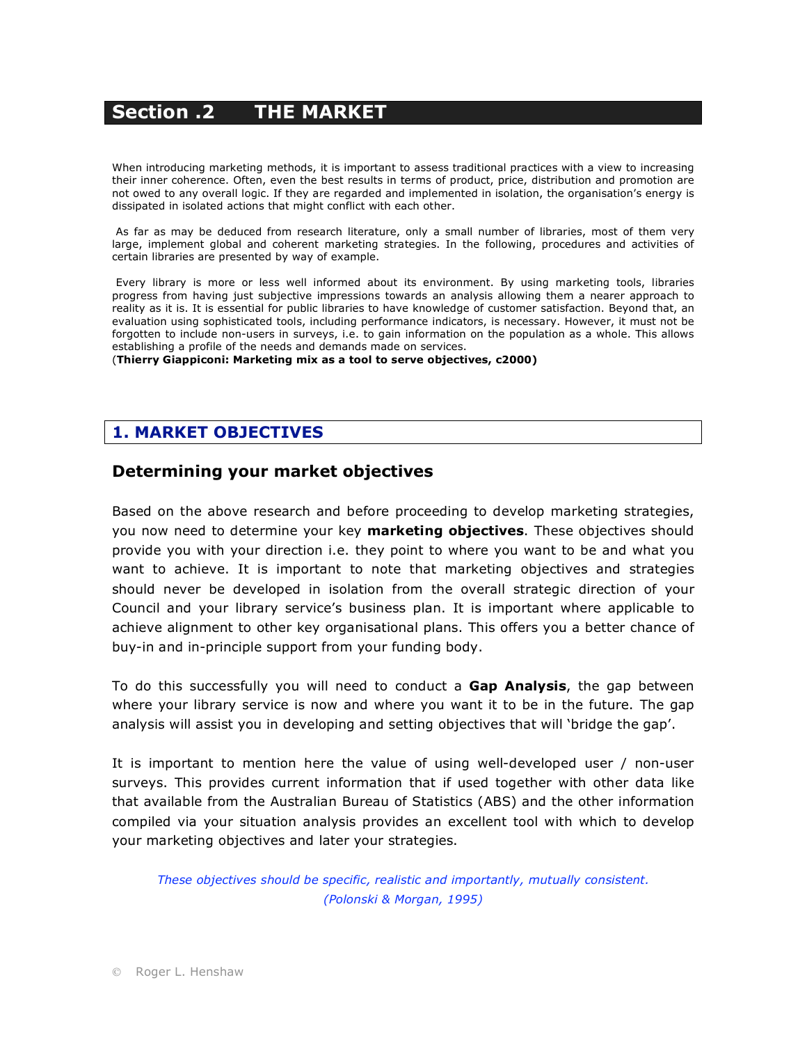# Section .2 THE MARKET

When introducing marketing methods, it is important to assess traditional practices with a view to increasing their inner coherence. Often, even the best results in terms of product, price, distribution and promotion are not owed to any overall logic. If they are regarded and implemented in isolation, the organisation's energy is dissipated in isolated actions that might conflict with each other.

As far as may be deduced from research literature, only a small number of libraries, most of them very large, implement global and coherent marketing strategies. In the following, procedures and activities of certain libraries are presented by way of example.

Every library is more or less well informed about its environment. By using marketing tools, libraries progress from having just subjective impressions towards an analysis allowing them a nearer approach to reality as it is. It is essential for public libraries to have knowledge of customer satisfaction. Beyond that, an evaluation using sophisticated tools, including performance indicators, is necessary. However, it must not be forgotten to include non-users in surveys, i.e. to gain information on the population as a whole. This allows establishing a profile of the needs and demands made on services.
(**Thierry Giappiconi: Marketing mix as a tool to serve objectives, c2000)**

## 1. MARKET OBJECTIVES

### Determining your market objectives

Based on the above research and before proceeding to develop marketing strategies, you now need to determine your key **marketing objectives**. These objectives should provide you with your direction i.e. they point to where you want to be and what you want to achieve. It is important to note that marketing objectives and strategies should never be developed in isolation from the overall strategic direction of your Council and your library service's business plan. It is important where applicable to achieve alignment to other key organisational plans. This offers you a better chance of buy-in and in-principle support from your funding body.

To do this successfully you will need to conduct a **Gap Analysis**, the gap between where your library service is now and where you want it to be in the future. The gap analysis will assist you in developing and setting objectives that will 'bridge the gap'.

It is important to mention here the value of using well-developed user / non-user surveys. This provides current information that if used together with other data like that available from the Australian Bureau of Statistics (ABS) and the other information compiled via your situation analysis provides an excellent tool with which to develop your marketing objectives and later your strategies.

*These objectives should be specific, realistic and importantly, mutually consistent.*
*(Polonski & Morgan, 1995)*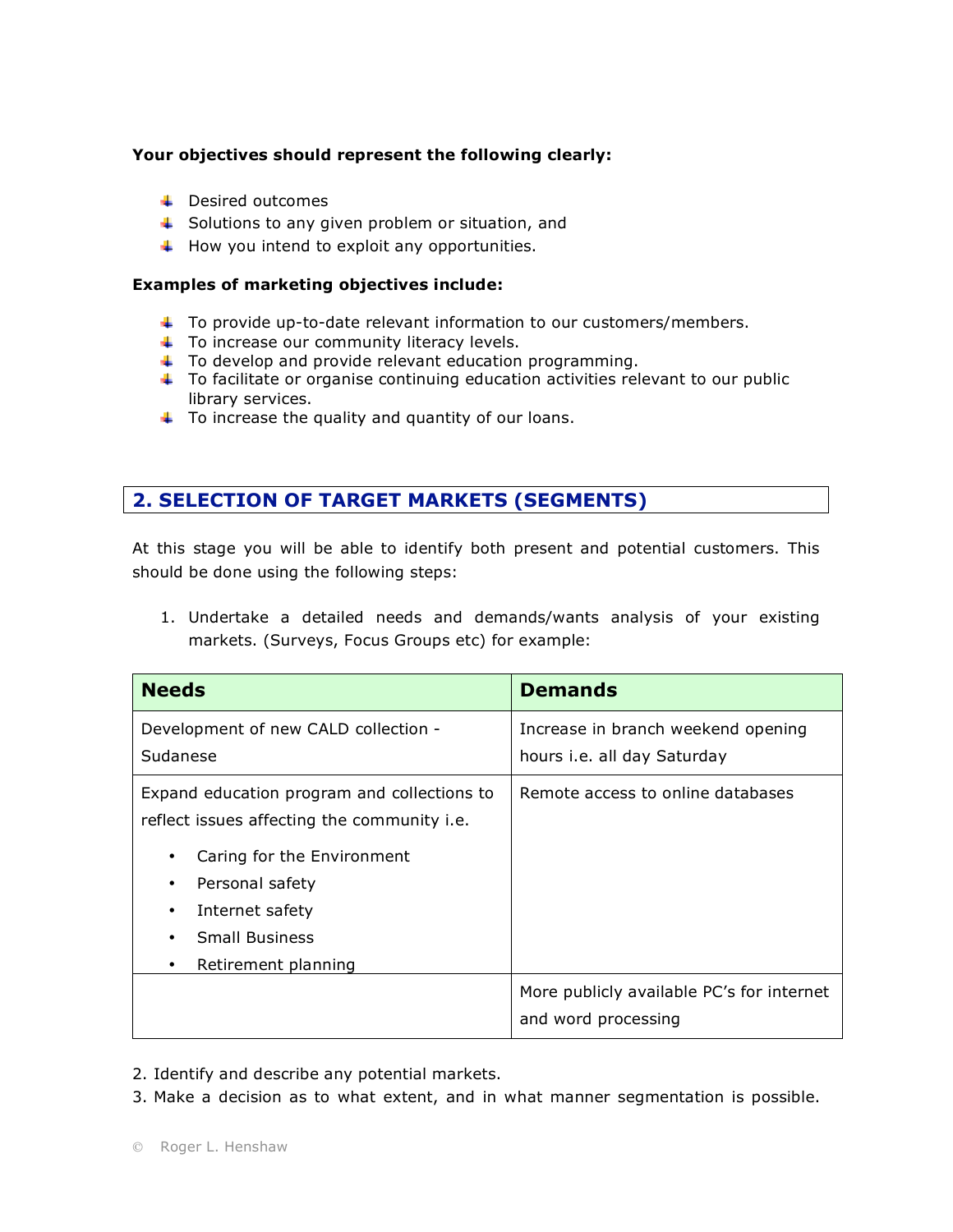**Your objectives should represent the following clearly:**

- Desired outcomes
- Solutions to any given problem or situation, and
- How you intend to exploit any opportunities.

**Examples of marketing objectives include:**

- To provide up-to-date relevant information to our customers/members.
- To increase our community literacy levels.
- To develop and provide relevant education programming.
- To facilitate or organise continuing education activities relevant to our public library services.
- To increase the quality and quantity of our loans.

## 2. SELECTION OF TARGET MARKETS (SEGMENTS)

At this stage you will be able to identify both present and potential customers. This should be done using the following steps:

1. Undertake a detailed needs and demands/wants analysis of your existing markets. (Surveys, Focus Groups etc) for example:

| Needs | Demands |
|---|---|
| Development of new CALD collection - Sudanese | Increase in branch weekend opening hours i.e. all day Saturday |
| Expand education program and collections to reflect issues affecting the community i.e.<br>• Caring for the Environment<br>• Personal safety<br>• Internet safety<br>• Small Business<br>• Retirement planning | Remote access to online databases |
| | More publicly available PC's for internet and word processing |

2. Identify and describe any potential markets.
3. Make a decision as to what extent, and in what manner segmentation is possible.

© Roger L. Henshaw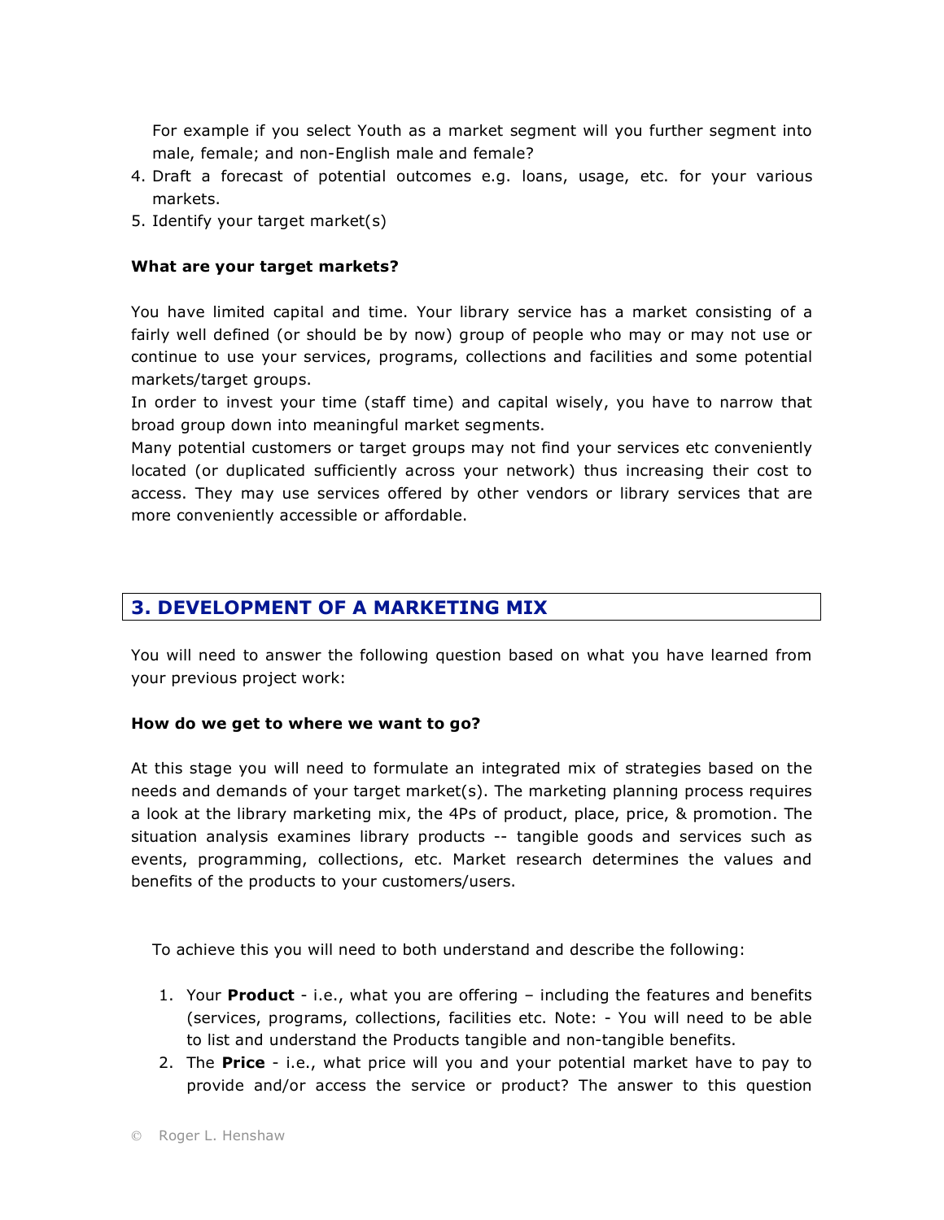For example if you select Youth as a market segment will you further segment into male, female; and non-English male and female?

4. Draft a forecast of potential outcomes e.g. loans, usage, etc. for your various markets.
5. Identify your target market(s)

**What are your target markets?**

You have limited capital and time. Your library service has a market consisting of a fairly well defined (or should be by now) group of people who may or may not use or continue to use your services, programs, collections and facilities and some potential markets/target groups.

In order to invest your time (staff time) and capital wisely, you have to narrow that broad group down into meaningful market segments.

Many potential customers or target groups may not find your services etc conveniently located (or duplicated sufficiently across your network) thus increasing their cost to access. They may use services offered by other vendors or library services that are more conveniently accessible or affordable.

## 3. DEVELOPMENT OF A MARKETING MIX

You will need to answer the following question based on what you have learned from your previous project work:

**How do we get to where we want to go?**

At this stage you will need to formulate an integrated mix of strategies based on the needs and demands of your target market(s). The marketing planning process requires a look at the library marketing mix, the 4Ps of product, place, price, & promotion. The situation analysis examines library products -- tangible goods and services such as events, programming, collections, etc. Market research determines the values and benefits of the products to your customers/users.

To achieve this you will need to both understand and describe the following:

1. Your **Product** - i.e., what you are offering – including the features and benefits (services, programs, collections, facilities etc. Note: - You will need to be able to list and understand the Products tangible and non-tangible benefits.
2. The **Price** - i.e., what price will you and your potential market have to pay to provide and/or access the service or product? The answer to this question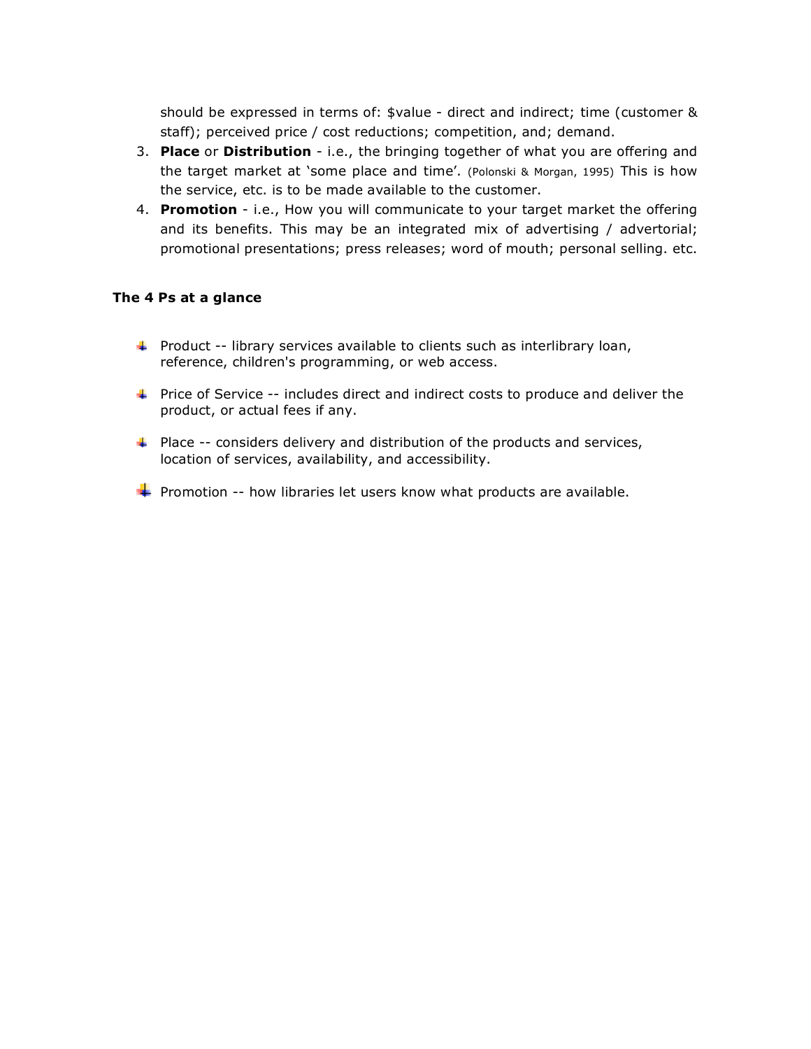should be expressed in terms of: $value - direct and indirect; time (customer & staff); perceived price / cost reductions; competition, and; demand.

3. **Place** or **Distribution** - i.e., the bringing together of what you are offering and the target market at 'some place and time'. (Polonski & Morgan, 1995) This is how the service, etc. is to be made available to the customer.
4. **Promotion** - i.e., How you will communicate to your target market the offering and its benefits. This may be an integrated mix of advertising / advertorial; promotional presentations; press releases; word of mouth; personal selling. etc.

**The 4 Ps at a glance**

- Product -- library services available to clients such as interlibrary loan, reference, children's programming, or web access.
- Price of Service -- includes direct and indirect costs to produce and deliver the product, or actual fees if any.
- Place -- considers delivery and distribution of the products and services, location of services, availability, and accessibility.
- Promotion -- how libraries let users know what products are available.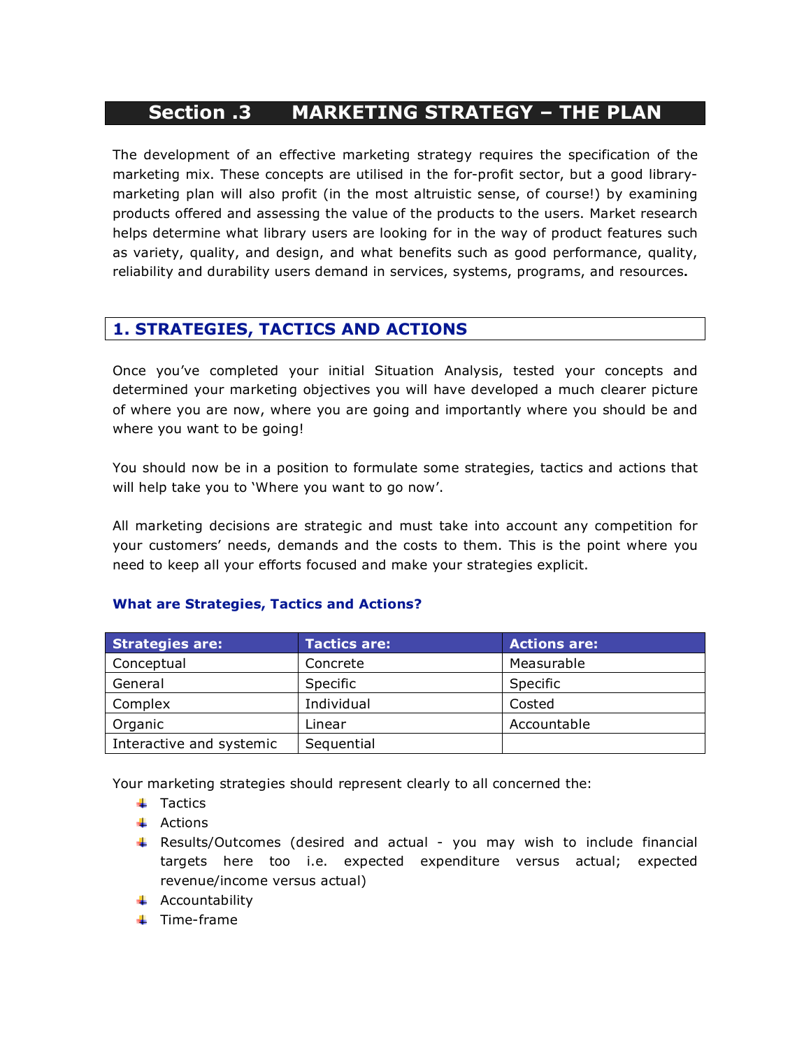# Section .3 MARKETING STRATEGY – THE PLAN

The development of an effective marketing strategy requires the specification of the marketing mix. These concepts are utilised in the for-profit sector, but a good library-marketing plan will also profit (in the most altruistic sense, of course!) by examining products offered and assessing the value of the products to the users. Market research helps determine what library users are looking for in the way of product features such as variety, quality, and design, and what benefits such as good performance, quality, reliability and durability users demand in services, systems, programs, and resources.

## 1. STRATEGIES, TACTICS AND ACTIONS

Once you've completed your initial Situation Analysis, tested your concepts and determined your marketing objectives you will have developed a much clearer picture of where you are now, where you are going and importantly where you should be and where you want to be going!

You should now be in a position to formulate some strategies, tactics and actions that will help take you to 'Where you want to go now'.

All marketing decisions are strategic and must take into account any competition for your customers' needs, demands and the costs to them. This is the point where you need to keep all your efforts focused and make your strategies explicit.

### What are Strategies, Tactics and Actions?

| Strategies are: | Tactics are: | Actions are: |
|---|---|---|
| Conceptual | Concrete | Measurable |
| General | Specific | Specific |
| Complex | Individual | Costed |
| Organic | Linear | Accountable |
| Interactive and systemic | Sequential | |

Your marketing strategies should represent clearly to all concerned the:

- Tactics
- Actions
- Results/Outcomes (desired and actual - you may wish to include financial targets here too i.e. expected expenditure versus actual; expected revenue/income versus actual)
- Accountability
- Time-frame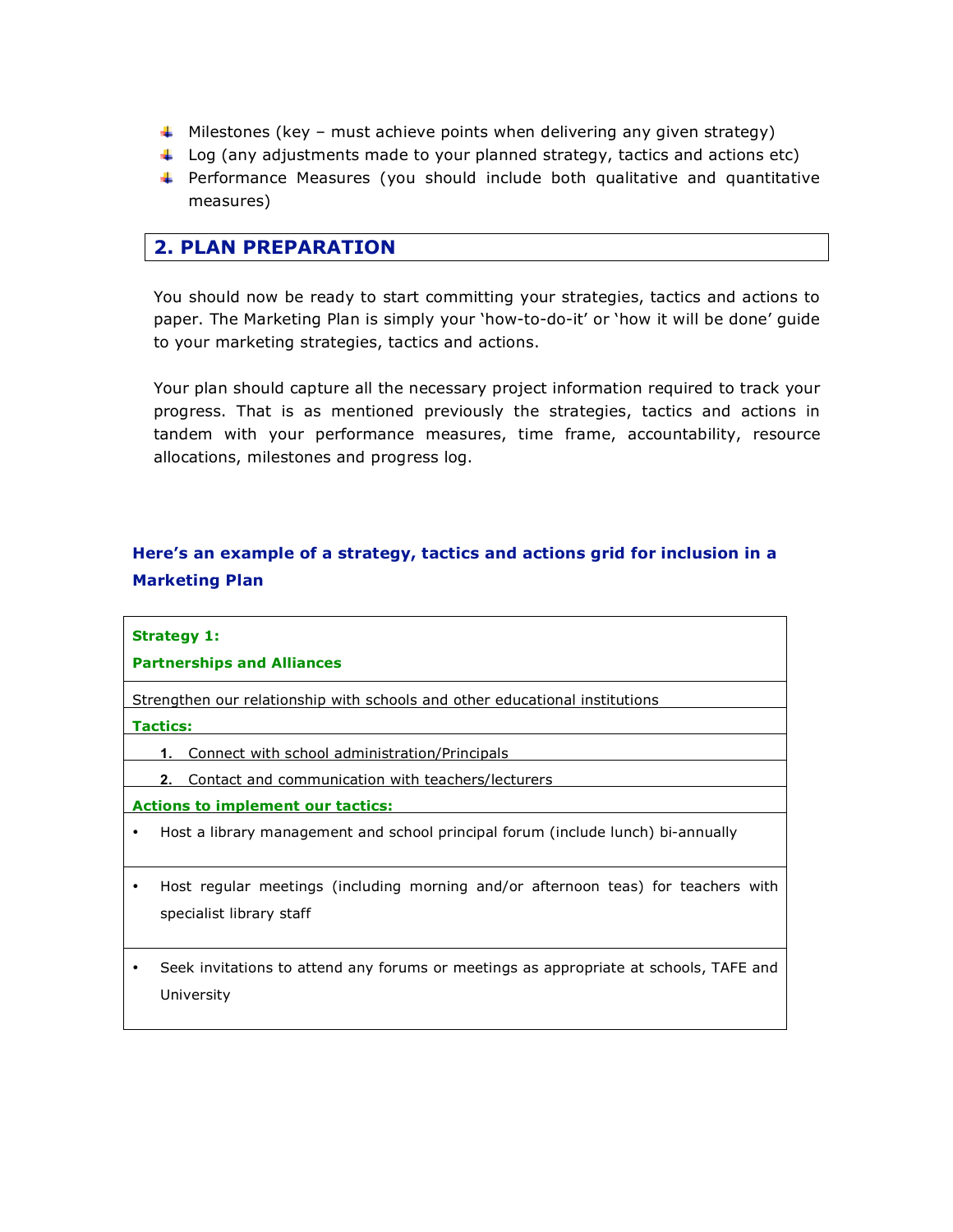- Milestones (key – must achieve points when delivering any given strategy)
- Log (any adjustments made to your planned strategy, tactics and actions etc)
- Performance Measures (you should include both qualitative and quantitative measures)

## 2. PLAN PREPARATION

You should now be ready to start committing your strategies, tactics and actions to paper. The Marketing Plan is simply your 'how-to-do-it' or 'how it will be done' guide to your marketing strategies, tactics and actions.

Your plan should capture all the necessary project information required to track your progress. That is as mentioned previously the strategies, tactics and actions in tandem with your performance measures, time frame, accountability, resource allocations, milestones and progress log.

**Here's an example of a strategy, tactics and actions grid for inclusion in a Marketing Plan**

| **Strategy 1:** <br> **Partnerships and Alliances** |
|---|
| Strengthen our relationship with schools and other educational institutions |
| **Tactics:** |
| 1. Connect with school administration/Principals |
| 2. Contact and communication with teachers/lecturers |
| **Actions to implement our tactics:** |
| • Host a library management and school principal forum (include lunch) bi-annually |
| • Host regular meetings (including morning and/or afternoon teas) for teachers with specialist library staff |
| • Seek invitations to attend any forums or meetings as appropriate at schools, TAFE and University |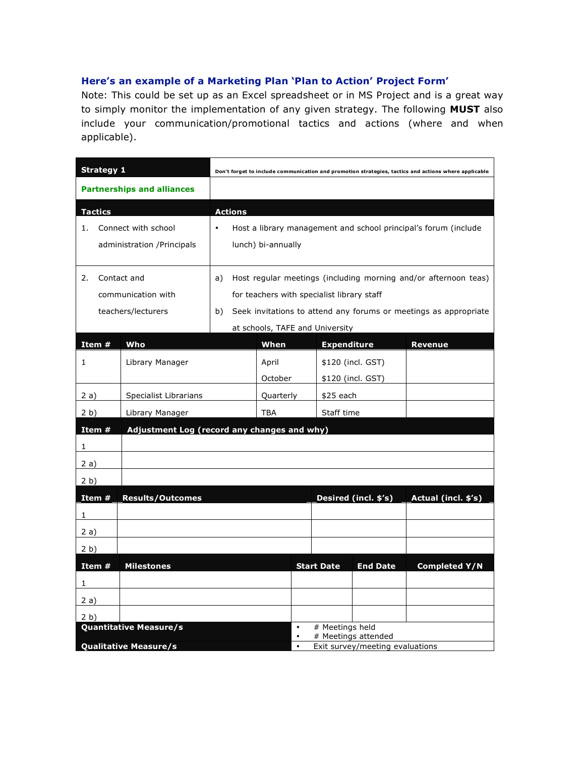### Here's an example of a Marketing Plan 'Plan to Action' Project Form

Note: This could be set up as an Excel spreadsheet or in MS Project and is a great way to simply monitor the implementation of any given strategy. The following **MUST** also include your communication/promotional tactics and actions (where and when applicable).

| **Strategy 1** | Don't forget to include communication and promotion strategies, tactics and actions where applicable |
|---|---|
| **Partnerships and alliances** | |
| **Tactics** | **Actions** |
| 1. Connect with school administration /Principals | • Host a library management and school principal's forum (include lunch) bi-annually |
| 2. Contact and communication with teachers/lecturers | a) Host regular meetings (including morning and/or afternoon teas) for teachers with specialist library staff<br>b) Seek invitations to attend any forums or meetings as appropriate at schools, TAFE and University |

| **Item #** | **Who** | **When** | **Expenditure** | **Revenue** |
|---|---|---|---|---|
| 1 | Library Manager | April<br>October | $120 (incl. GST)<br>$120 (incl. GST) | |
| 2 a) | Specialist Librarians | Quarterly | $25 each | |
| 2 b) | Library Manager | TBA | Staff time | |

| **Item #** | **Adjustment Log (record any changes and why)** |
|---|---|
| 1 | |
| 2 a) | |
| 2 b) | |

| **Item #** | **Results/Outcomes** | **Desired (incl. $'s)** | **Actual (incl. $'s)** |
|---|---|---|---|
| 1 | | | |
| 2 a) | | | |
| 2 b) | | | |

| **Item #** | **Milestones** | **Start Date** | **End Date** | **Completed Y/N** |
|---|---|---|---|---|
| 1 | | | | |
| 2 a) | | | | |
| 2 b) | | | | |

| | |
|---|---|
| **Quantitative Measure/s** | • # Meetings held<br>• # Meetings attended |
| **Qualitative Measure/s** | • Exit survey/meeting evaluations |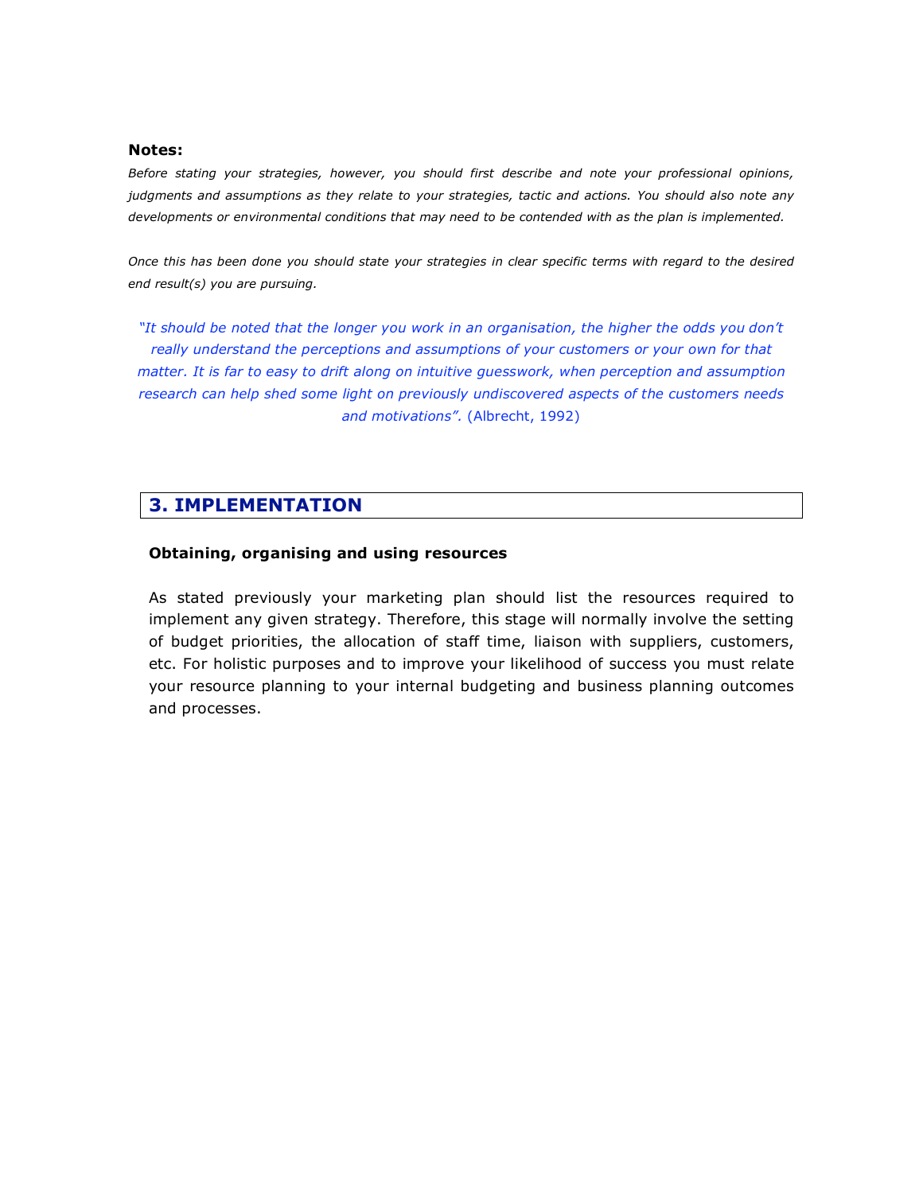**Notes:**

*Before stating your strategies, however, you should first describe and note your professional opinions, judgments and assumptions as they relate to your strategies, tactic and actions. You should also note any developments or environmental conditions that may need to be contended with as the plan is implemented.*

*Once this has been done you should state your strategies in clear specific terms with regard to the desired end result(s) you are pursuing.*

> *"It should be noted that the longer you work in an organisation, the higher the odds you don't really understand the perceptions and assumptions of your customers or your own for that matter. It is far to easy to drift along on intuitive guesswork, when perception and assumption research can help shed some light on previously undiscovered aspects of the customers needs and motivations".* (Albrecht, 1992)

## 3. IMPLEMENTATION

**Obtaining, organising and using resources**

As stated previously your marketing plan should list the resources required to implement any given strategy. Therefore, this stage will normally involve the setting of budget priorities, the allocation of staff time, liaison with suppliers, customers, etc. For holistic purposes and to improve your likelihood of success you must relate your resource planning to your internal budgeting and business planning outcomes and processes.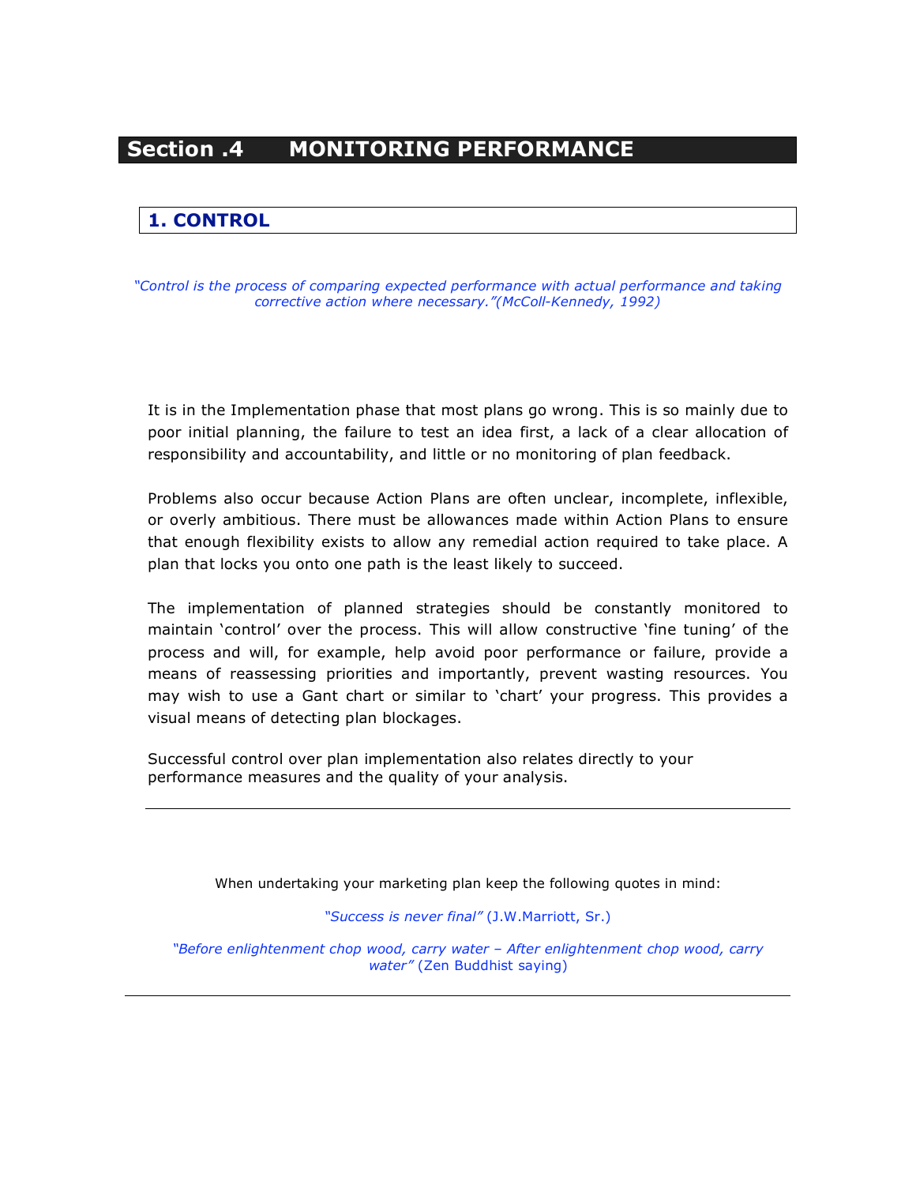# Section .4 MONITORING PERFORMANCE

## 1. CONTROL

*"Control is the process of comparing expected performance with actual performance and taking corrective action where necessary."(McColl-Kennedy, 1992)*

It is in the Implementation phase that most plans go wrong. This is so mainly due to poor initial planning, the failure to test an idea first, a lack of a clear allocation of responsibility and accountability, and little or no monitoring of plan feedback.

Problems also occur because Action Plans are often unclear, incomplete, inflexible, or overly ambitious. There must be allowances made within Action Plans to ensure that enough flexibility exists to allow any remedial action required to take place. A plan that locks you onto one path is the least likely to succeed.

The implementation of planned strategies should be constantly monitored to maintain 'control' over the process. This will allow constructive 'fine tuning' of the process and will, for example, help avoid poor performance or failure, provide a means of reassessing priorities and importantly, prevent wasting resources. You may wish to use a Gant chart or similar to 'chart' your progress. This provides a visual means of detecting plan blockages.

Successful control over plan implementation also relates directly to your performance measures and the quality of your analysis.

---

When undertaking your marketing plan keep the following quotes in mind:

*"Success is never final"* (J.W.Marriott, Sr.)

*"Before enlightenment chop wood, carry water – After enlightenment chop wood, carry water"* (Zen Buddhist saying)

---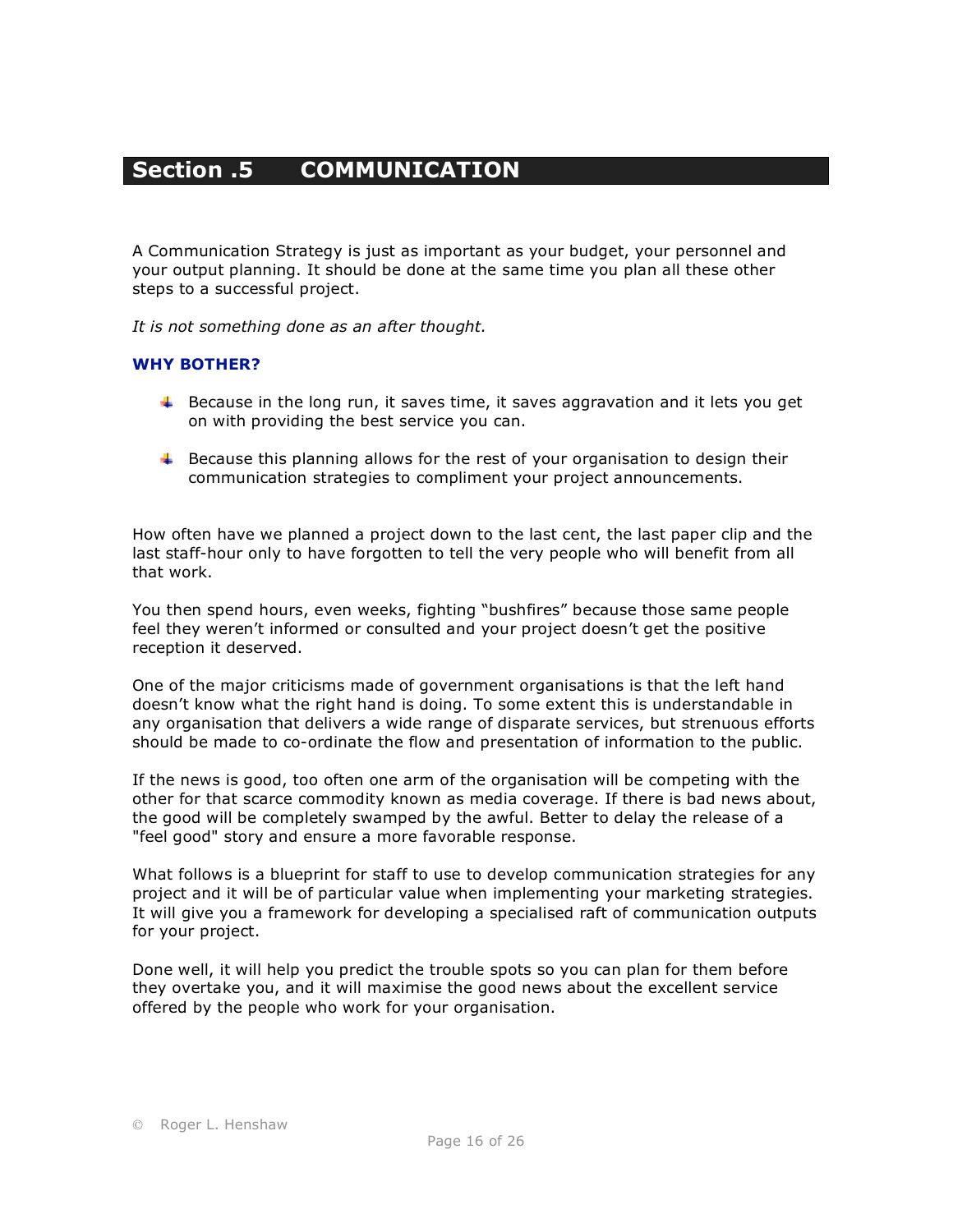# Section .5 COMMUNICATION

A Communication Strategy is just as important as your budget, your personnel and your output planning. It should be done at the same time you plan all these other steps to a successful project.

*It is not something done as an after thought.*

### WHY BOTHER?

- Because in the long run, it saves time, it saves aggravation and it lets you get on with providing the best service you can.
- Because this planning allows for the rest of your organisation to design their communication strategies to compliment your project announcements.

How often have we planned a project down to the last cent, the last paper clip and the last staff-hour only to have forgotten to tell the very people who will benefit from all that work.

You then spend hours, even weeks, fighting "bushfires" because those same people feel they weren't informed or consulted and your project doesn't get the positive reception it deserved.

One of the major criticisms made of government organisations is that the left hand doesn't know what the right hand is doing. To some extent this is understandable in any organisation that delivers a wide range of disparate services, but strenuous efforts should be made to co-ordinate the flow and presentation of information to the public.

If the news is good, too often one arm of the organisation will be competing with the other for that scarce commodity known as media coverage. If there is bad news about, the good will be completely swamped by the awful. Better to delay the release of a "feel good" story and ensure a more favorable response.

What follows is a blueprint for staff to use to develop communication strategies for any project and it will be of particular value when implementing your marketing strategies. It will give you a framework for developing a specialised raft of communication outputs for your project.

Done well, it will help you predict the trouble spots so you can plan for them before they overtake you, and it will maximise the good news about the excellent service offered by the people who work for your organisation.

© Roger L. Henshaw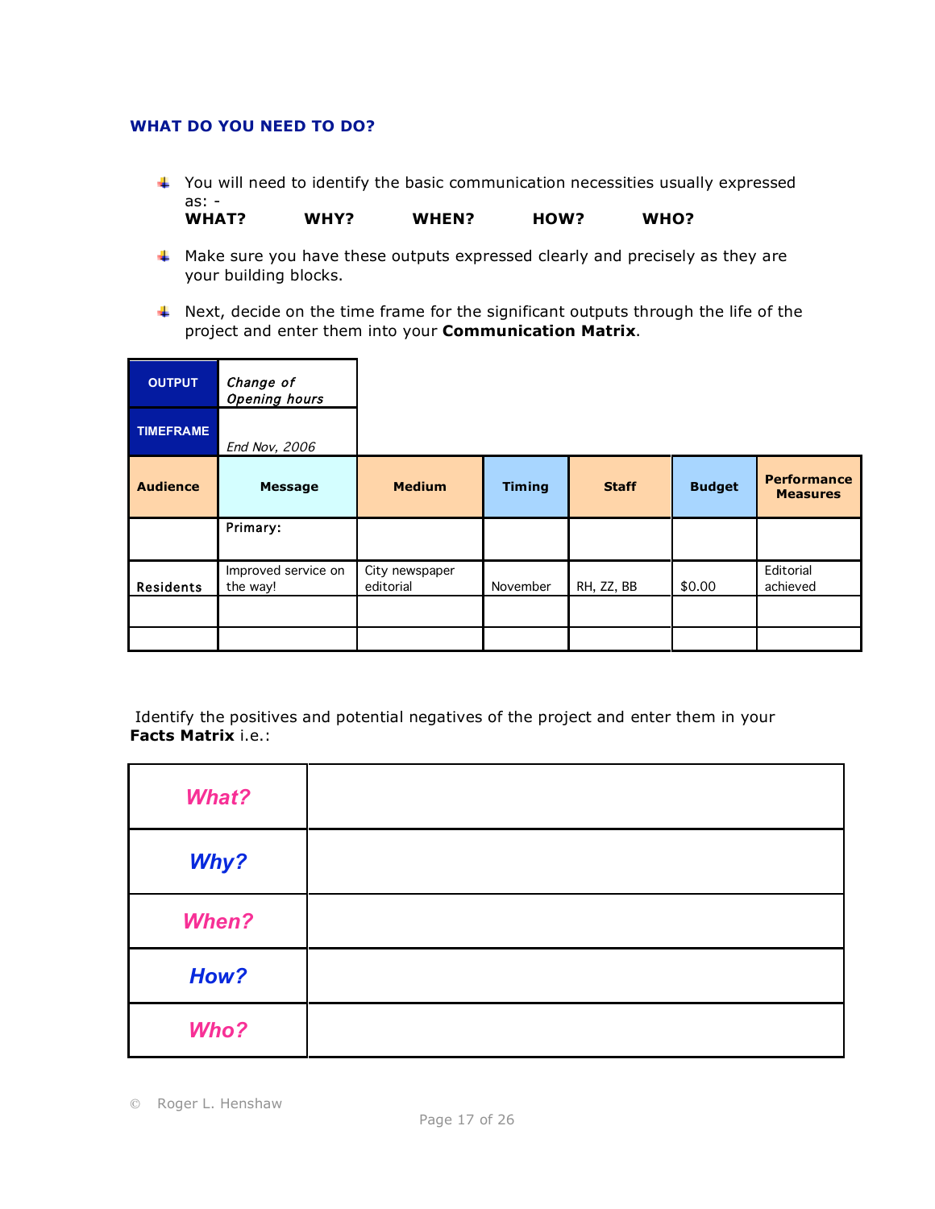## WHAT DO YOU NEED TO DO?

- You will need to identify the basic communication necessities usually expressed as: -
  **WHAT? WHY? WHEN? HOW? WHO?**
- Make sure you have these outputs expressed clearly and precisely as they are your building blocks.
- Next, decide on the time frame for the significant outputs through the life of the project and enter them into your **Communication Matrix**.

| OUTPUT | *Change of Opening hours* | | | | | |
|---|---|---|---|---|---|---|
| **TIMEFRAME** | *End Nov, 2006* | | | | | |
| **Audience** | **Message** | **Medium** | **Timing** | **Staff** | **Budget** | **Performance Measures** |
| | Primary: | | | | | |
| Residents | Improved service on the way! | City newspaper editorial | November | RH, ZZ, BB | $0.00 | Editorial achieved |
| | | | | | | |
| | | | | | | |

Identify the positives and potential negatives of the project and enter them in your **Facts Matrix** i.e.:

| | |
|---|---|
| ***What?*** | |
| ***Why?*** | |
| ***When?*** | |
| ***How?*** | |
| ***Who?*** | |

© Roger L. Henshaw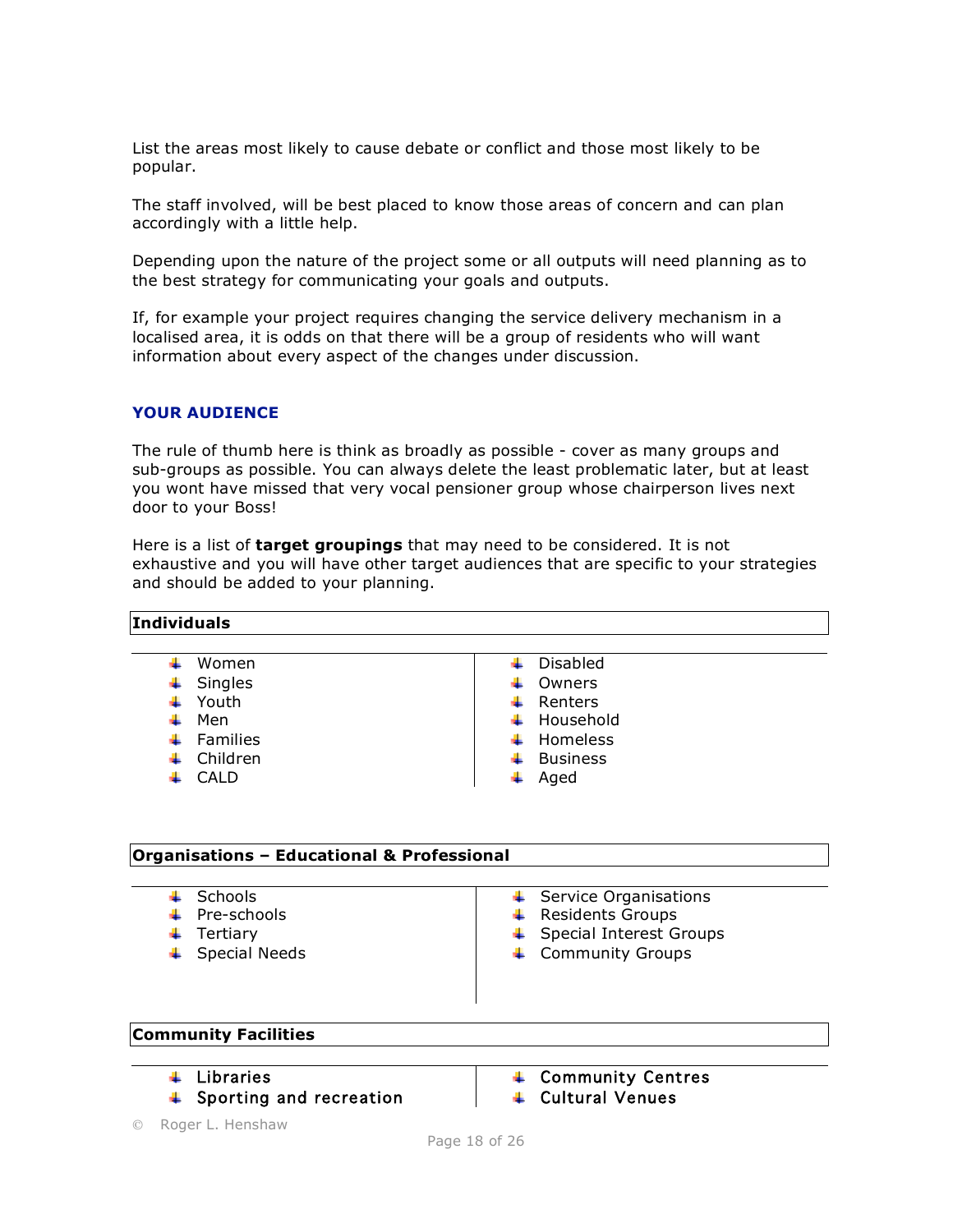List the areas most likely to cause debate or conflict and those most likely to be popular.

The staff involved, will be best placed to know those areas of concern and can plan accordingly with a little help.

Depending upon the nature of the project some or all outputs will need planning as to the best strategy for communicating your goals and outputs.

If, for example your project requires changing the service delivery mechanism in a localised area, it is odds on that there will be a group of residents who will want information about every aspect of the changes under discussion.

## YOUR AUDIENCE

The rule of thumb here is think as broadly as possible - cover as many groups and sub-groups as possible. You can always delete the least problematic later, but at least you wont have missed that very vocal pensioner group whose chairperson lives next door to your Boss!

Here is a list of **target groupings** that may need to be considered. It is not exhaustive and you will have other target audiences that are specific to your strategies and should be added to your planning.

**Individuals**

- Women
- Singles
- Youth
- Men
- Families
- Children
- CALD
- Disabled
- Owners
- Renters
- Household
- Homeless
- Business
- Aged

**Organisations – Educational & Professional**

- Schools
- Pre-schools
- Tertiary
- Special Needs
- Service Organisations
- Residents Groups
- Special Interest Groups
- Community Groups

**Community Facilities**

- Libraries
- Sporting and recreation
- Community Centres
- Cultural Venues

© Roger L. Henshaw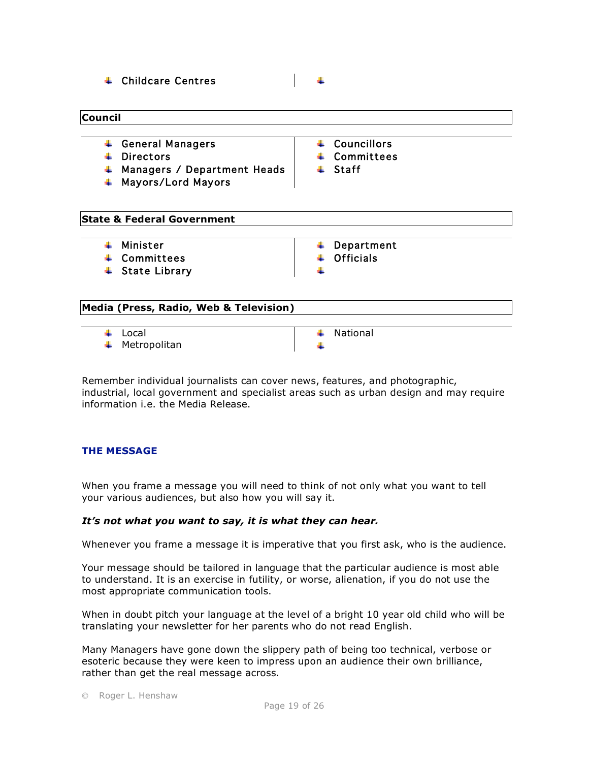- Childcare Centres

**Council**

- General Managers
- Directors
- Managers / Department Heads
- Mayors/Lord Mayors
- Councillors
- Committees
- Staff

**State & Federal Government**

- Minister
- Committees
- State Library
- Department
- Officials

**Media (Press, Radio, Web & Television)**

- Local
- Metropolitan
- National

Remember individual journalists can cover news, features, and photographic, industrial, local government and specialist areas such as urban design and may require information i.e. the Media Release.

## THE MESSAGE

When you frame a message you will need to think of not only what you want to tell your various audiences, but also how you will say it.

***It's not what you want to say, it is what they can hear.***

Whenever you frame a message it is imperative that you first ask, who is the audience.

Your message should be tailored in language that the particular audience is most able to understand. It is an exercise in futility, or worse, alienation, if you do not use the most appropriate communication tools.

When in doubt pitch your language at the level of a bright 10 year old child who will be translating your newsletter for her parents who do not read English.

Many Managers have gone down the slippery path of being too technical, verbose or esoteric because they were keen to impress upon an audience their own brilliance, rather than get the real message across.

© Roger L. Henshaw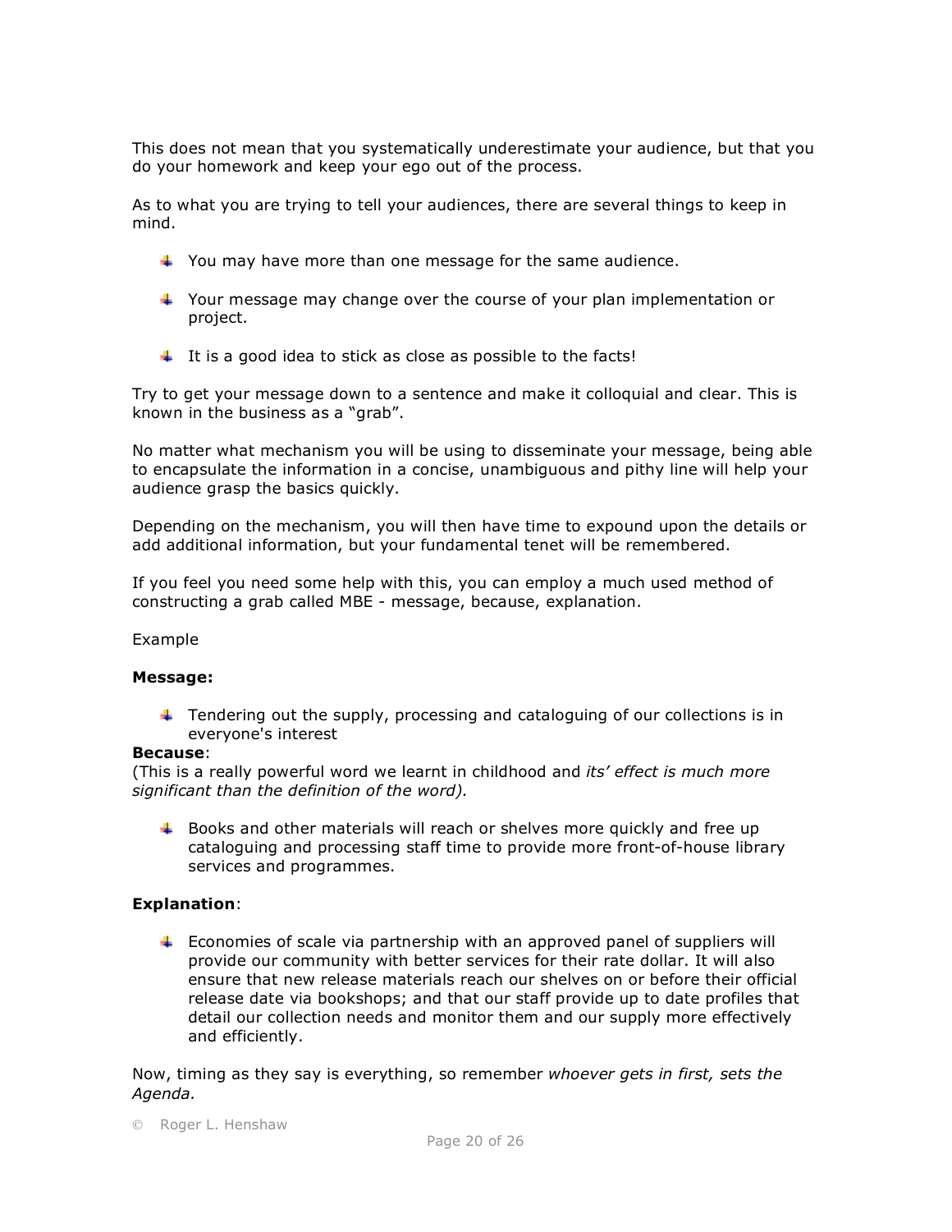This does not mean that you systematically underestimate your audience, but that you do your homework and keep your ego out of the process.

As to what you are trying to tell your audiences, there are several things to keep in mind.

- You may have more than one message for the same audience.
- Your message may change over the course of your plan implementation or project.
- It is a good idea to stick as close as possible to the facts!

Try to get your message down to a sentence and make it colloquial and clear. This is known in the business as a "grab".

No matter what mechanism you will be using to disseminate your message, being able to encapsulate the information in a concise, unambiguous and pithy line will help your audience grasp the basics quickly.

Depending on the mechanism, you will then have time to expound upon the details or add additional information, but your fundamental tenet will be remembered.

If you feel you need some help with this, you can employ a much used method of constructing a grab called MBE - message, because, explanation.

Example

**Message:**

- Tendering out the supply, processing and cataloguing of our collections is in everyone's interest

**Because**:
(This is a really powerful word we learnt in childhood and *its' effect is much more significant than the definition of the word).*

- Books and other materials will reach or shelves more quickly and free up cataloguing and processing staff time to provide more front-of-house library services and programmes.

**Explanation**:

- Economies of scale via partnership with an approved panel of suppliers will provide our community with better services for their rate dollar. It will also ensure that new release materials reach our shelves on or before their official release date via bookshops; and that our staff provide up to date profiles that detail our collection needs and monitor them and our supply more effectively and efficiently.

Now, timing as they say is everything, so remember *whoever gets in first, sets the Agenda.*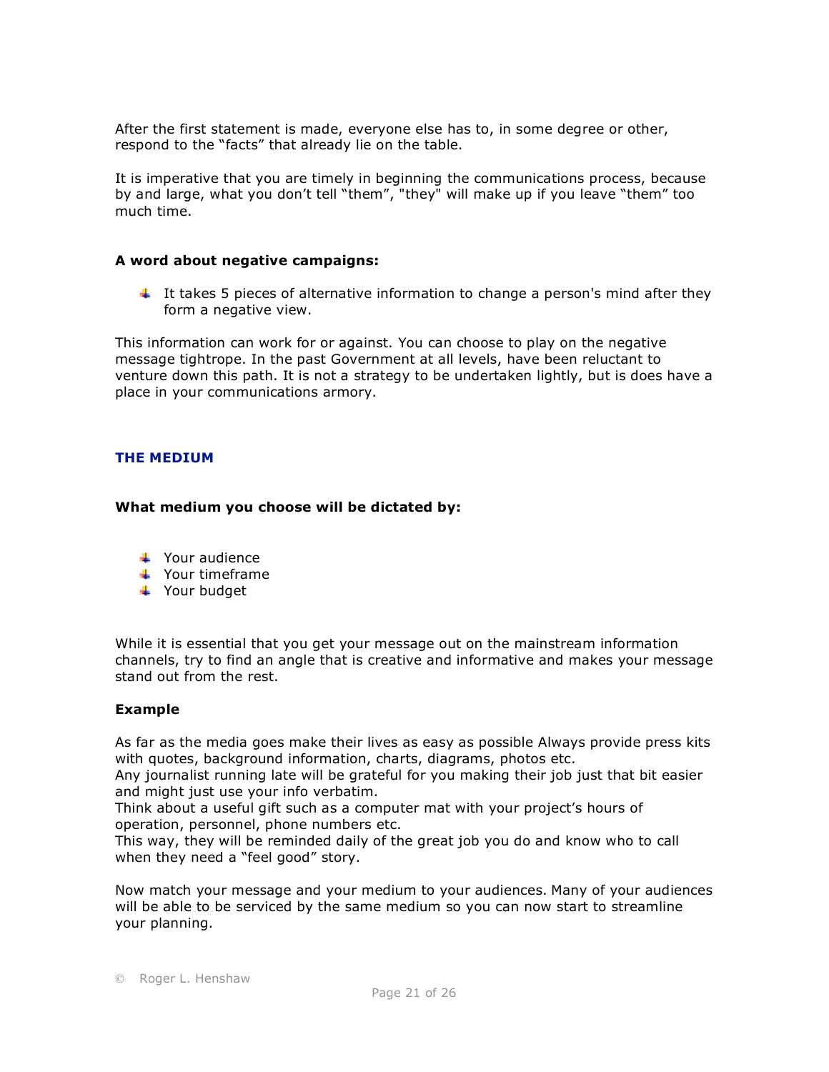After the first statement is made, everyone else has to, in some degree or other, respond to the "facts" that already lie on the table.

It is imperative that you are timely in beginning the communications process, because by and large, what you don't tell "them", "they" will make up if you leave "them" too much time.

**A word about negative campaigns:**

- It takes 5 pieces of alternative information to change a person's mind after they form a negative view.

This information can work for or against. You can choose to play on the negative message tightrope. In the past Government at all levels, have been reluctant to venture down this path. It is not a strategy to be undertaken lightly, but is does have a place in your communications armory.

## THE MEDIUM

**What medium you choose will be dictated by:**

- Your audience
- Your timeframe
- Your budget

While it is essential that you get your message out on the mainstream information channels, try to find an angle that is creative and informative and makes your message stand out from the rest.

**Example**

As far as the media goes make their lives as easy as possible Always provide press kits with quotes, background information, charts, diagrams, photos etc.
Any journalist running late will be grateful for you making their job just that bit easier and might just use your info verbatim.
Think about a useful gift such as a computer mat with your project's hours of operation, personnel, phone numbers etc.
This way, they will be reminded daily of the great job you do and know who to call when they need a "feel good" story.

Now match your message and your medium to your audiences. Many of your audiences will be able to be serviced by the same medium so you can now start to streamline your planning.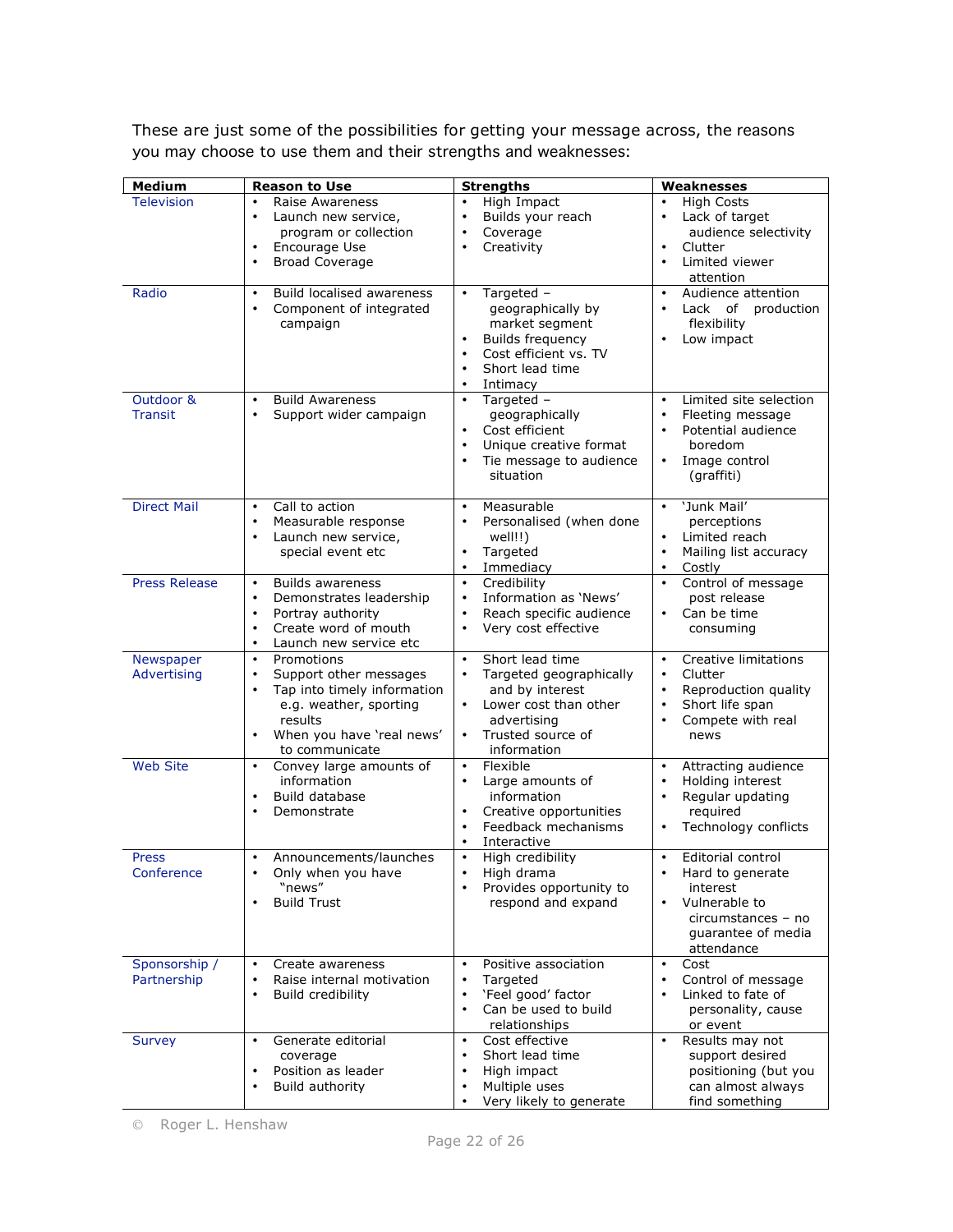These are just some of the possibilities for getting your message across, the reasons you may choose to use them and their strengths and weaknesses:

| Medium | Reason to Use | Strengths | Weaknesses |
|---|---|---|---|
| Television | • Raise Awareness<br>• Launch new service, program or collection<br>• Encourage Use<br>• Broad Coverage | • High Impact<br>• Builds your reach<br>• Coverage<br>• Creativity | • High Costs<br>• Lack of target audience selectivity<br>• Clutter<br>• Limited viewer attention |
| Radio | • Build localised awareness<br>• Component of integrated campaign | • Targeted – geographically by market segment<br>• Builds frequency<br>• Cost efficient vs. TV<br>• Short lead time<br>• Intimacy | • Audience attention<br>• Lack of production flexibility<br>• Low impact |
| Outdoor & Transit | • Build Awareness<br>• Support wider campaign | • Targeted – geographically<br>• Cost efficient<br>• Unique creative format<br>• Tie message to audience situation | • Limited site selection<br>• Fleeting message<br>• Potential audience boredom<br>• Image control (graffiti) |
| Direct Mail | • Call to action<br>• Measurable response<br>• Launch new service, special event etc | • Measurable<br>• Personalised (when done well!!)<br>• Targeted<br>• Immediacy | • 'Junk Mail' perceptions<br>• Limited reach<br>• Mailing list accuracy<br>• Costly |
| Press Release | • Builds awareness<br>• Demonstrates leadership<br>• Portray authority<br>• Create word of mouth<br>• Launch new service etc | • Credibility<br>• Information as 'News'<br>• Reach specific audience<br>• Very cost effective | • Control of message post release<br>• Can be time consuming |
| Newspaper Advertising | • Promotions<br>• Support other messages<br>• Tap into timely information e.g. weather, sporting results<br>• When you have 'real news' to communicate | • Short lead time<br>• Targeted geographically and by interest<br>• Lower cost than other advertising<br>• Trusted source of information | • Creative limitations<br>• Clutter<br>• Reproduction quality<br>• Short life span<br>• Compete with real news |
| Web Site | • Convey large amounts of information<br>• Build database<br>• Demonstrate | • Flexible<br>• Large amounts of information<br>• Creative opportunities<br>• Feedback mechanisms<br>• Interactive | • Attracting audience<br>• Holding interest<br>• Regular updating required<br>• Technology conflicts |
| Press Conference | • Announcements/launches<br>• Only when you have "news"<br>• Build Trust | • High credibility<br>• High drama<br>• Provides opportunity to respond and expand | • Editorial control<br>• Hard to generate interest<br>• Vulnerable to circumstances – no guarantee of media attendance |
| Sponsorship / Partnership | • Create awareness<br>• Raise internal motivation<br>• Build credibility | • Positive association<br>• Targeted<br>• 'Feel good' factor<br>• Can be used to build relationships | • Cost<br>• Control of message<br>• Linked to fate of personality, cause or event |
| Survey | • Generate editorial coverage<br>• Position as leader<br>• Build authority | • Cost effective<br>• Short lead time<br>• High impact<br>• Multiple uses<br>• Very likely to generate | • Results may not support desired positioning (but you can almost always find something |

© Roger L. Henshaw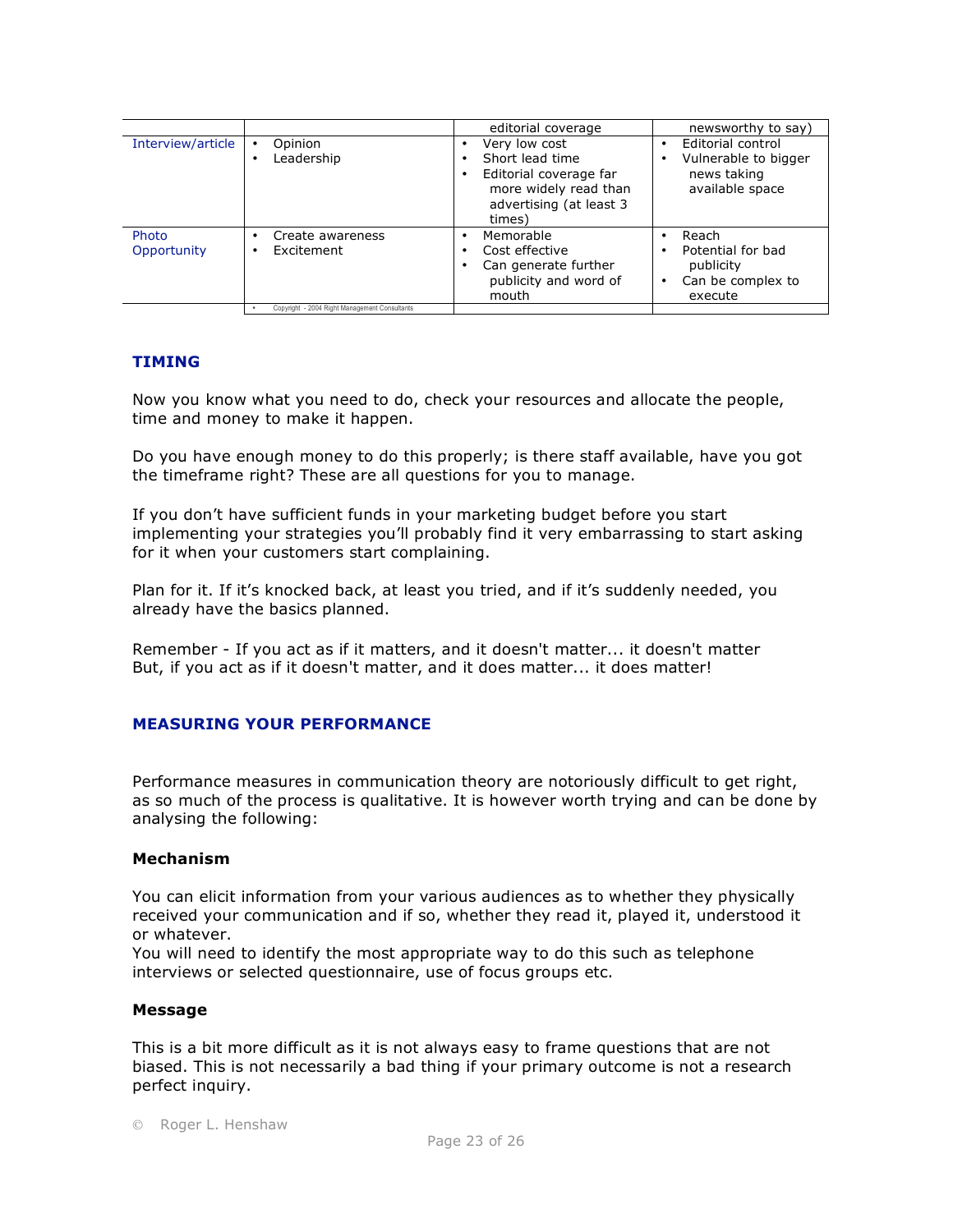| | | | |
|---|---|---|---|
| | | editorial coverage | newsworthy to say) |
| Interview/article | • Opinion<br>• Leadership | • Very low cost<br>• Short lead time<br>• Editorial coverage far more widely read than advertising (at least 3 times) | • Editorial control<br>• Vulnerable to bigger news taking available space |
| Photo Opportunity | • Create awareness<br>• Excitement | • Memorable<br>• Cost effective<br>• Can generate further publicity and word of mouth | • Reach<br>• Potential for bad publicity<br>• Can be complex to execute |
| | • Copyright - 2004 Right Management Consultants | | |

## TIMING

Now you know what you need to do, check your resources and allocate the people, time and money to make it happen.

Do you have enough money to do this properly; is there staff available, have you got the timeframe right? These are all questions for you to manage.

If you don't have sufficient funds in your marketing budget before you start implementing your strategies you'll probably find it very embarrassing to start asking for it when your customers start complaining.

Plan for it. If it's knocked back, at least you tried, and if it's suddenly needed, you already have the basics planned.

Remember - If you act as if it matters, and it doesn't matter... it doesn't matter
But, if you act as if it doesn't matter, and it does matter... it does matter!

## MEASURING YOUR PERFORMANCE

Performance measures in communication theory are notoriously difficult to get right, as so much of the process is qualitative. It is however worth trying and can be done by analysing the following:

### Mechanism

You can elicit information from your various audiences as to whether they physically received your communication and if so, whether they read it, played it, understood it or whatever.
You will need to identify the most appropriate way to do this such as telephone interviews or selected questionnaire, use of focus groups etc.

### Message

This is a bit more difficult as it is not always easy to frame questions that are not biased. This is not necessarily a bad thing if your primary outcome is not a research perfect inquiry.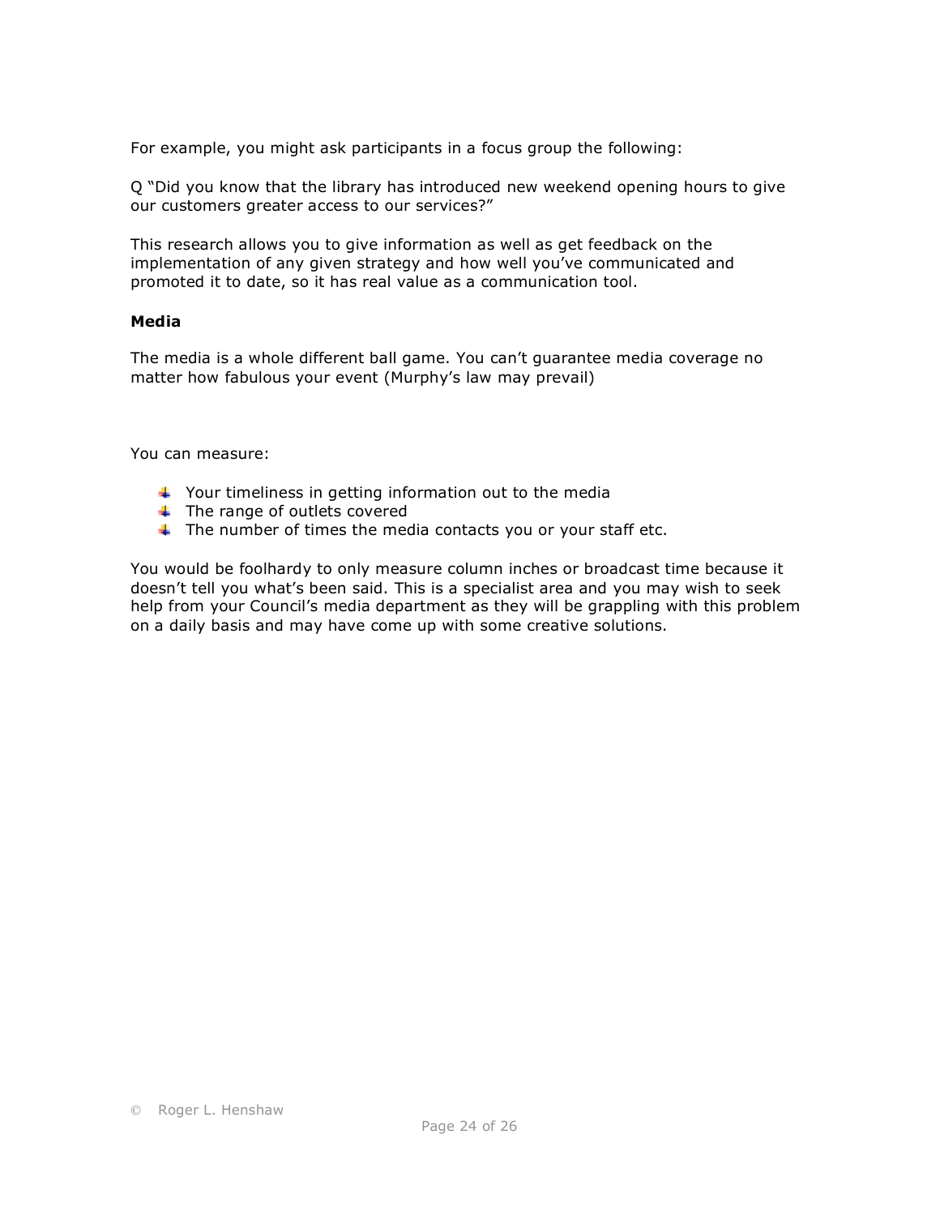For example, you might ask participants in a focus group the following:

Q "Did you know that the library has introduced new weekend opening hours to give our customers greater access to our services?"

This research allows you to give information as well as get feedback on the implementation of any given strategy and how well you've communicated and promoted it to date, so it has real value as a communication tool.

**Media**

The media is a whole different ball game. You can't guarantee media coverage no matter how fabulous your event (Murphy's law may prevail)

You can measure:

- Your timeliness in getting information out to the media
- The range of outlets covered
- The number of times the media contacts you or your staff etc.

You would be foolhardy to only measure column inches or broadcast time because it doesn't tell you what's been said. This is a specialist area and you may wish to seek help from your Council's media department as they will be grappling with this problem on a daily basis and may have come up with some creative solutions.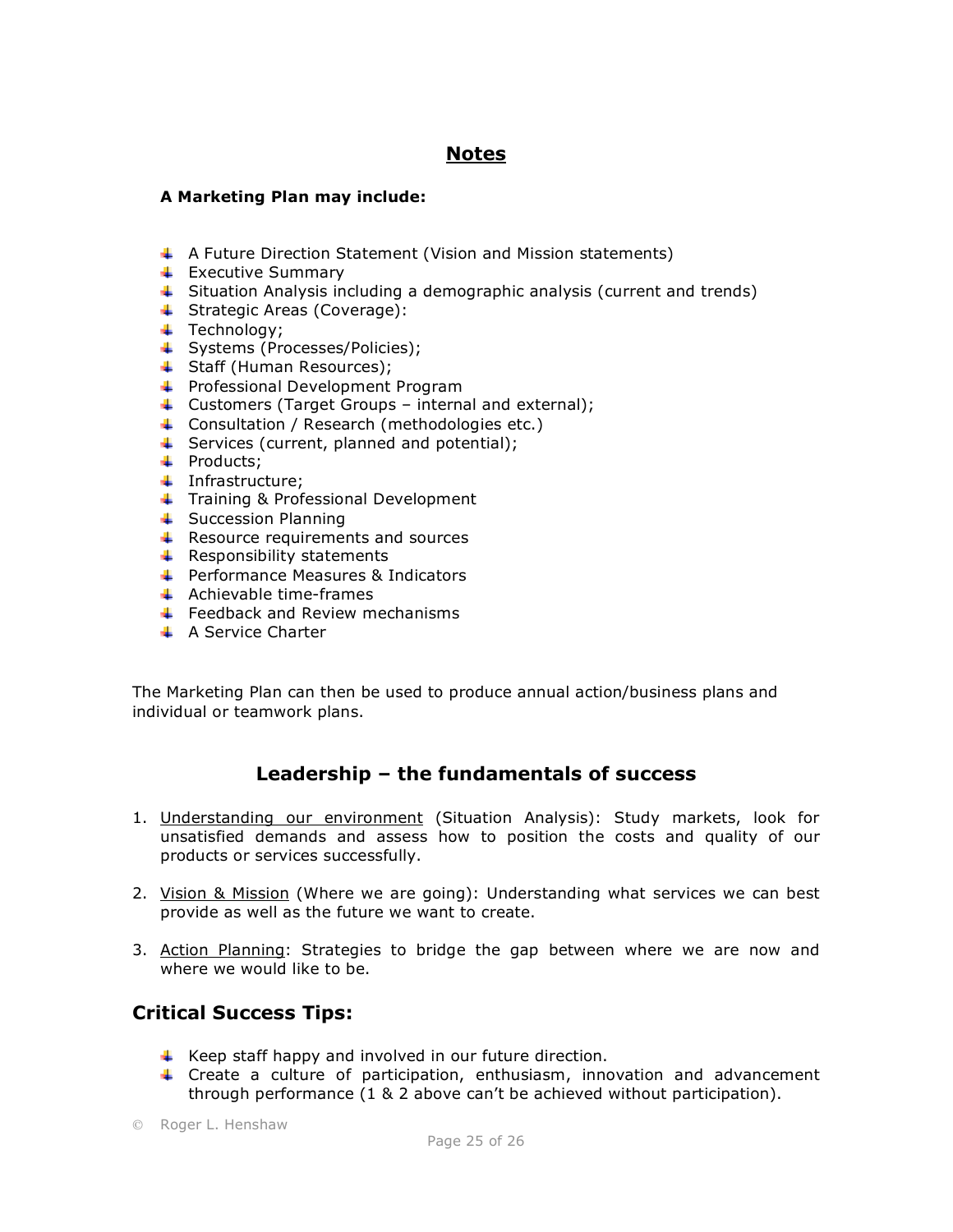# Notes

**A Marketing Plan may include:**

- A Future Direction Statement (Vision and Mission statements)
- Executive Summary
- Situation Analysis including a demographic analysis (current and trends)
- Strategic Areas (Coverage):
- Technology;
- Systems (Processes/Policies);
- Staff (Human Resources);
- Professional Development Program
- Customers (Target Groups – internal and external);
- Consultation / Research (methodologies etc.)
- Services (current, planned and potential);
- Products;
- Infrastructure;
- Training & Professional Development
- Succession Planning
- Resource requirements and sources
- Responsibility statements
- Performance Measures & Indicators
- Achievable time-frames
- Feedback and Review mechanisms
- A Service Charter

The Marketing Plan can then be used to produce annual action/business plans and individual or teamwork plans.

## Leadership – the fundamentals of success

1. Understanding our environment (Situation Analysis): Study markets, look for unsatisfied demands and assess how to position the costs and quality of our products or services successfully.

2. Vision & Mission (Where we are going): Understanding what services we can best provide as well as the future we want to create.

3. Action Planning: Strategies to bridge the gap between where we are now and where we would like to be.

## Critical Success Tips:

- Keep staff happy and involved in our future direction.
- Create a culture of participation, enthusiasm, innovation and advancement through performance (1 & 2 above can't be achieved without participation).

© Roger L. Henshaw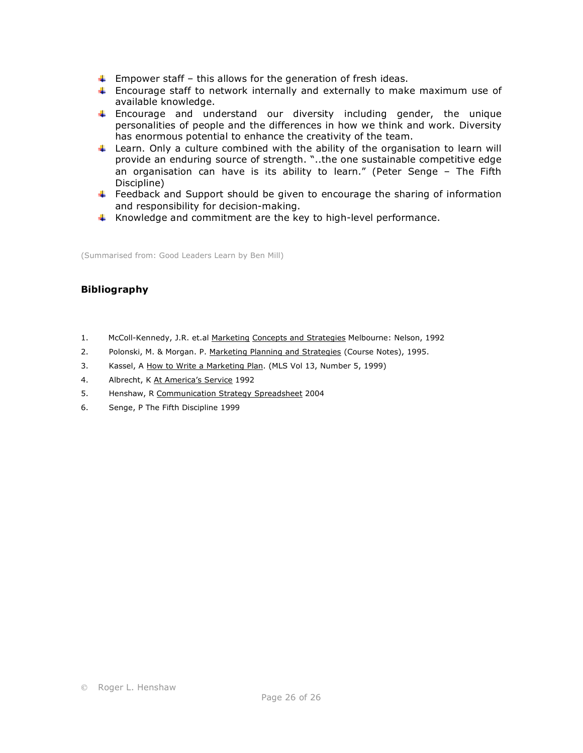- Empower staff – this allows for the generation of fresh ideas.
- Encourage staff to network internally and externally to make maximum use of available knowledge.
- Encourage and understand our diversity including gender, the unique personalities of people and the differences in how we think and work. Diversity has enormous potential to enhance the creativity of the team.
- Learn. Only a culture combined with the ability of the organisation to learn will provide an enduring source of strength. "..the one sustainable competitive edge an organisation can have is its ability to learn." (Peter Senge – The Fifth Discipline)
- Feedback and Support should be given to encourage the sharing of information and responsibility for decision-making.
- Knowledge and commitment are the key to high-level performance.

(Summarised from: Good Leaders Learn by Ben Mill)

## Bibliography

1. McColl-Kennedy, J.R. et.al Marketing Concepts and Strategies Melbourne: Nelson, 1992
2. Polonski, M. & Morgan. P. Marketing Planning and Strategies (Course Notes), 1995.
3. Kassel, A How to Write a Marketing Plan. (MLS Vol 13, Number 5, 1999)
4. Albrecht, K At America's Service 1992
5. Henshaw, R Communication Strategy Spreadsheet 2004
6. Senge, P The Fifth Discipline 1999

© Roger L. Henshaw